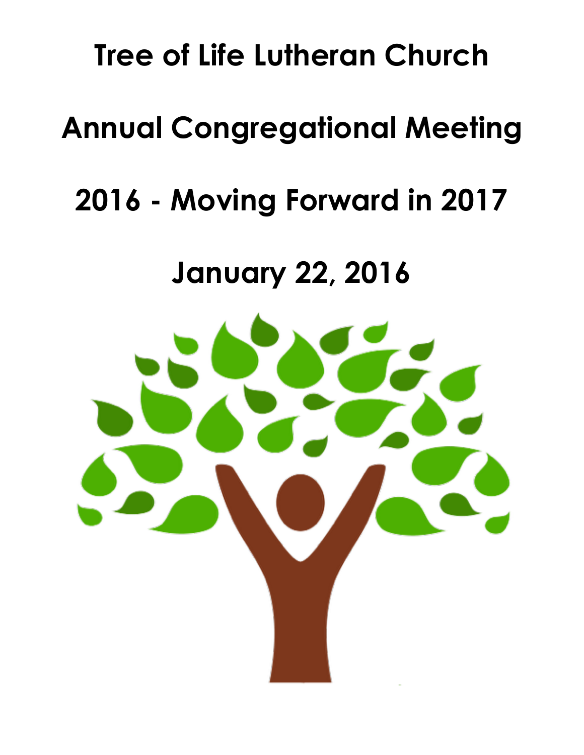# Tree of Life Lutheran Church

# Annual Congregational Meeting

# 2016 - Moving Forward in 2017

# January 22, 2016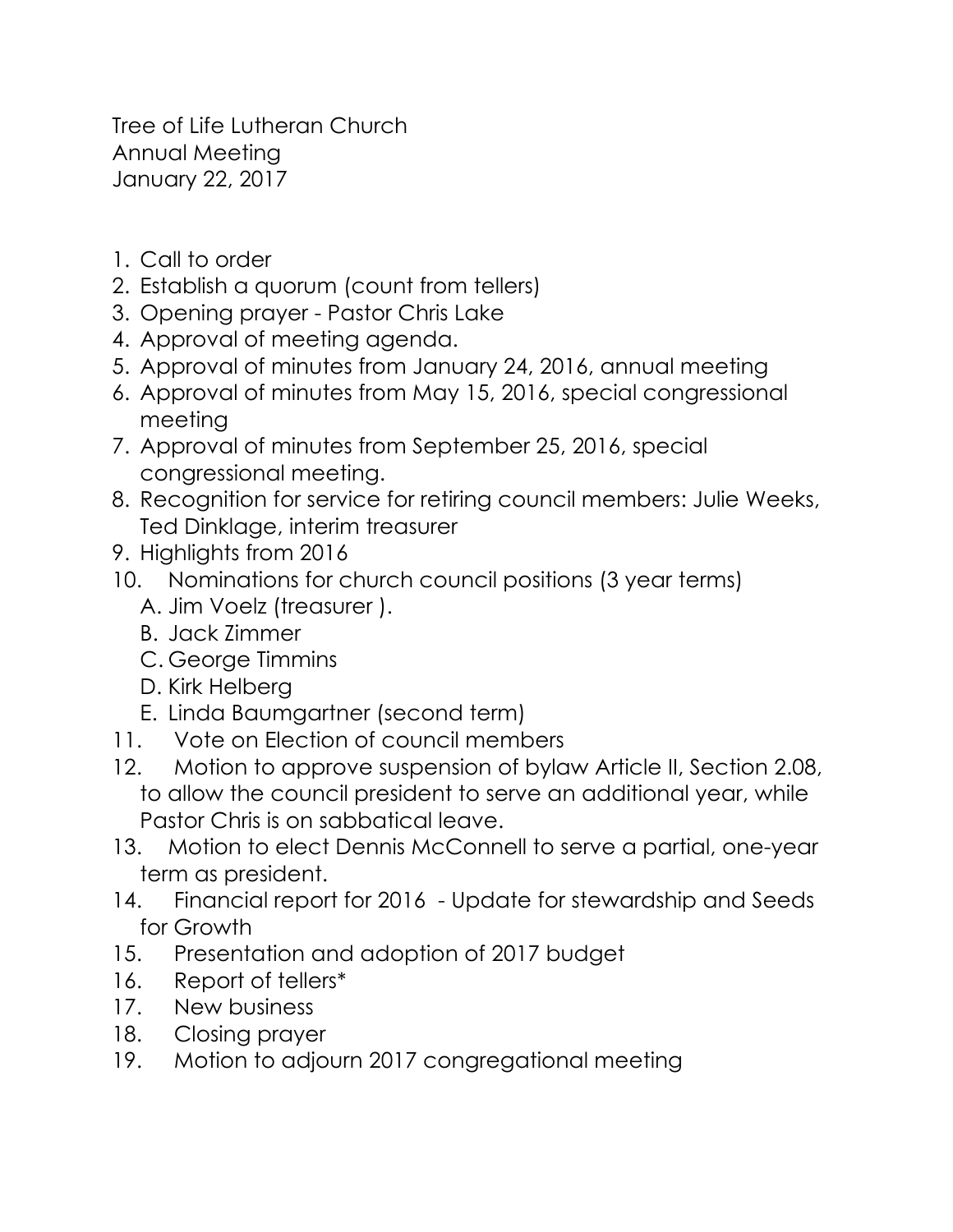Tree of Life Lutheran Church
Annual Meeting
January 22, 2017

1. Call to order
2. Establish a quorum (count from tellers)
3. Opening prayer - Pastor Chris Lake
4. Approval of meeting agenda.
5. Approval of minutes from January 24, 2016, annual meeting
6. Approval of minutes from May 15, 2016, special congressional meeting
7. Approval of minutes from September 25, 2016, special congressional meeting.
8. Recognition for service for retiring council members: Julie Weeks, Ted Dinklage, interim treasurer
9. Highlights from 2016
10. Nominations for church council positions (3 year terms)
    A. Jim Voelz (treasurer ).
    B. Jack Zimmer
    C. George Timmins
    D. Kirk Helberg
    E. Linda Baumgartner (second term)
11. Vote on Election of council members
12. Motion to approve suspension of bylaw Article II, Section 2.08, to allow the council president to serve an additional year, while Pastor Chris is on sabbatical leave.
13. Motion to elect Dennis McConnell to serve a partial, one-year term as president.
14. Financial report for 2016 - Update for stewardship and Seeds for Growth
15. Presentation and adoption of 2017 budget
16. Report of tellers*
17. New business
18. Closing prayer
19. Motion to adjourn 2017 congregational meeting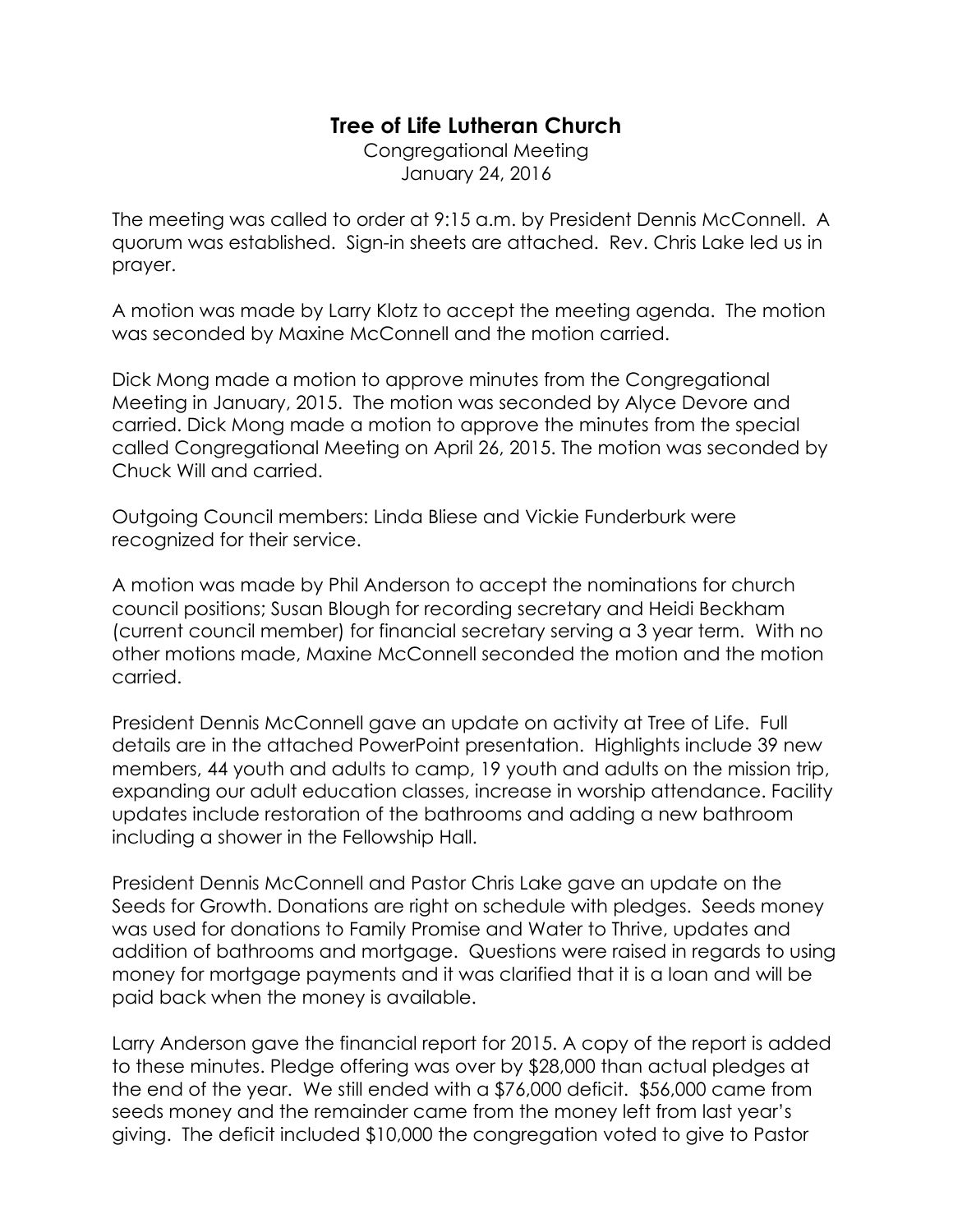# Tree of Life Lutheran Church

Congregational Meeting
January 24, 2016

The meeting was called to order at 9:15 a.m. by President Dennis McConnell. A quorum was established. Sign-in sheets are attached. Rev. Chris Lake led us in prayer.

A motion was made by Larry Klotz to accept the meeting agenda. The motion was seconded by Maxine McConnell and the motion carried.

Dick Mong made a motion to approve minutes from the Congregational Meeting in January, 2015. The motion was seconded by Alyce Devore and carried. Dick Mong made a motion to approve the minutes from the special called Congregational Meeting on April 26, 2015. The motion was seconded by Chuck Will and carried.

Outgoing Council members: Linda Bliese and Vickie Funderburk were recognized for their service.

A motion was made by Phil Anderson to accept the nominations for church council positions; Susan Blough for recording secretary and Heidi Beckham (current council member) for financial secretary serving a 3 year term. With no other motions made, Maxine McConnell seconded the motion and the motion carried.

President Dennis McConnell gave an update on activity at Tree of Life. Full details are in the attached PowerPoint presentation. Highlights include 39 new members, 44 youth and adults to camp, 19 youth and adults on the mission trip, expanding our adult education classes, increase in worship attendance. Facility updates include restoration of the bathrooms and adding a new bathroom including a shower in the Fellowship Hall.

President Dennis McConnell and Pastor Chris Lake gave an update on the Seeds for Growth. Donations are right on schedule with pledges. Seeds money was used for donations to Family Promise and Water to Thrive, updates and addition of bathrooms and mortgage. Questions were raised in regards to using money for mortgage payments and it was clarified that it is a loan and will be paid back when the money is available.

Larry Anderson gave the financial report for 2015. A copy of the report is added to these minutes. Pledge offering was over by $28,000 than actual pledges at the end of the year. We still ended with a $76,000 deficit. $56,000 came from seeds money and the remainder came from the money left from last year's giving. The deficit included $10,000 the congregation voted to give to Pastor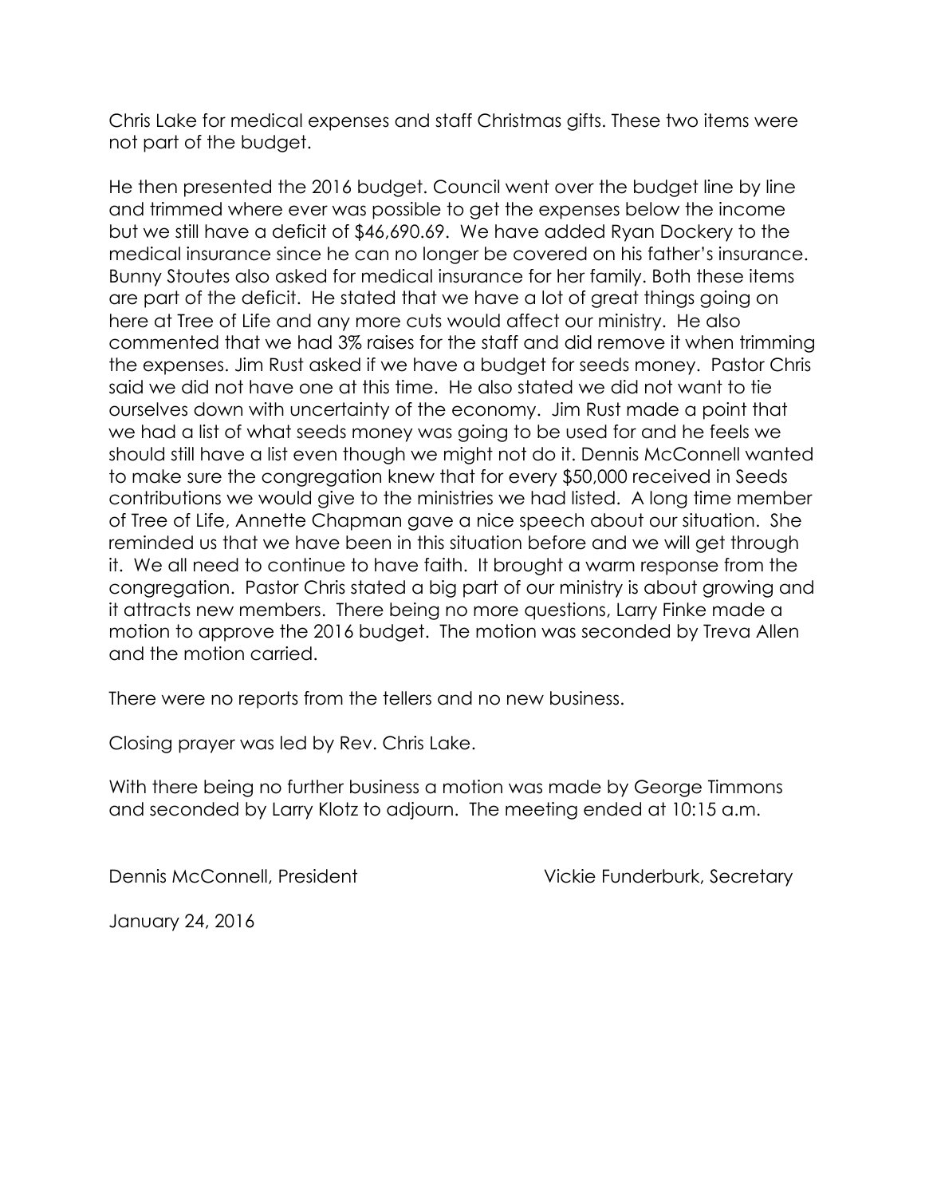Chris Lake for medical expenses and staff Christmas gifts. These two items were not part of the budget.

He then presented the 2016 budget. Council went over the budget line by line and trimmed where ever was possible to get the expenses below the income but we still have a deficit of $46,690.69. We have added Ryan Dockery to the medical insurance since he can no longer be covered on his father's insurance. Bunny Stoutes also asked for medical insurance for her family. Both these items are part of the deficit. He stated that we have a lot of great things going on here at Tree of Life and any more cuts would affect our ministry. He also commented that we had 3% raises for the staff and did remove it when trimming the expenses. Jim Rust asked if we have a budget for seeds money. Pastor Chris said we did not have one at this time. He also stated we did not want to tie ourselves down with uncertainty of the economy. Jim Rust made a point that we had a list of what seeds money was going to be used for and he feels we should still have a list even though we might not do it. Dennis McConnell wanted to make sure the congregation knew that for every $50,000 received in Seeds contributions we would give to the ministries we had listed. A long time member of Tree of Life, Annette Chapman gave a nice speech about our situation. She reminded us that we have been in this situation before and we will get through it. We all need to continue to have faith. It brought a warm response from the congregation. Pastor Chris stated a big part of our ministry is about growing and it attracts new members. There being no more questions, Larry Finke made a motion to approve the 2016 budget. The motion was seconded by Treva Allen and the motion carried.

There were no reports from the tellers and no new business.

Closing prayer was led by Rev. Chris Lake.

With there being no further business a motion was made by George Timmons and seconded by Larry Klotz to adjourn. The meeting ended at 10:15 a.m.

Dennis McConnell, President

Vickie Funderburk, Secretary

January 24, 2016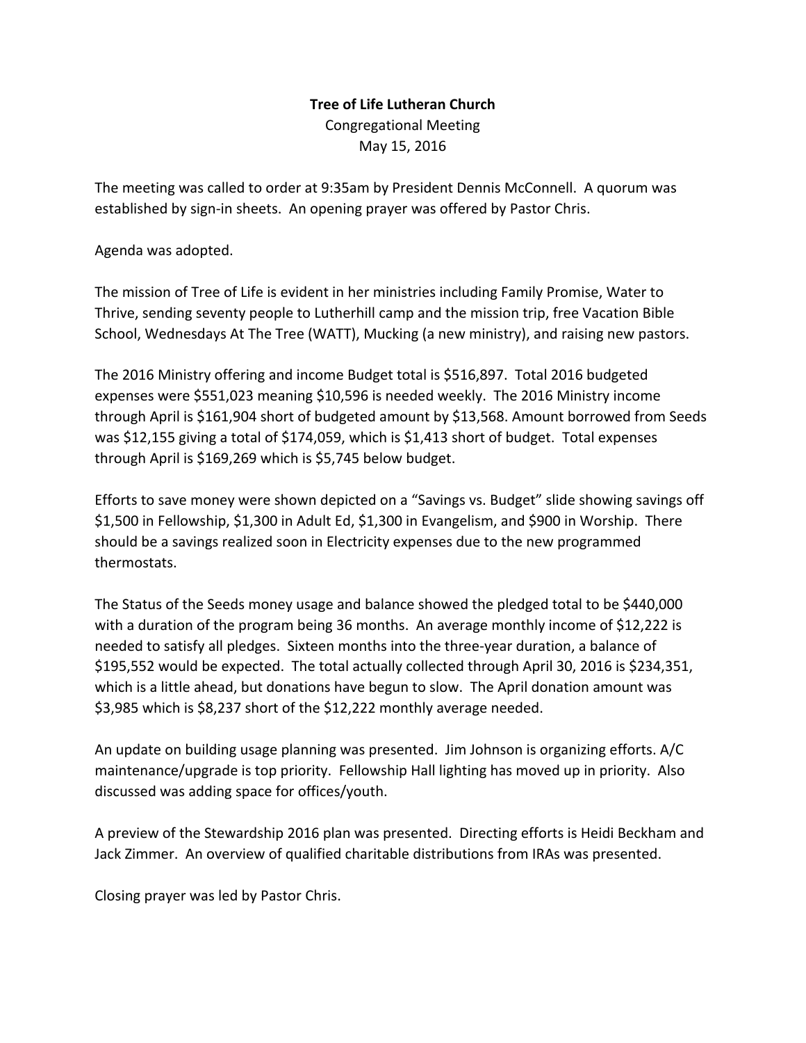**Tree of Life Lutheran Church**

Congregational Meeting

May 15, 2016

The meeting was called to order at 9:35am by President Dennis McConnell. A quorum was established by sign-in sheets. An opening prayer was offered by Pastor Chris.

Agenda was adopted.

The mission of Tree of Life is evident in her ministries including Family Promise, Water to Thrive, sending seventy people to Lutherhill camp and the mission trip, free Vacation Bible School, Wednesdays At The Tree (WATT), Mucking (a new ministry), and raising new pastors.

The 2016 Ministry offering and income Budget total is $516,897. Total 2016 budgeted expenses were $551,023 meaning $10,596 is needed weekly. The 2016 Ministry income through April is $161,904 short of budgeted amount by $13,568. Amount borrowed from Seeds was $12,155 giving a total of $174,059, which is $1,413 short of budget. Total expenses through April is $169,269 which is $5,745 below budget.

Efforts to save money were shown depicted on a "Savings vs. Budget" slide showing savings off $1,500 in Fellowship, $1,300 in Adult Ed, $1,300 in Evangelism, and $900 in Worship. There should be a savings realized soon in Electricity expenses due to the new programmed thermostats.

The Status of the Seeds money usage and balance showed the pledged total to be $440,000 with a duration of the program being 36 months. An average monthly income of $12,222 is needed to satisfy all pledges. Sixteen months into the three-year duration, a balance of $195,552 would be expected. The total actually collected through April 30, 2016 is $234,351, which is a little ahead, but donations have begun to slow. The April donation amount was $3,985 which is $8,237 short of the $12,222 monthly average needed.

An update on building usage planning was presented. Jim Johnson is organizing efforts. A/C maintenance/upgrade is top priority. Fellowship Hall lighting has moved up in priority. Also discussed was adding space for offices/youth.

A preview of the Stewardship 2016 plan was presented. Directing efforts is Heidi Beckham and Jack Zimmer. An overview of qualified charitable distributions from IRAs was presented.

Closing prayer was led by Pastor Chris.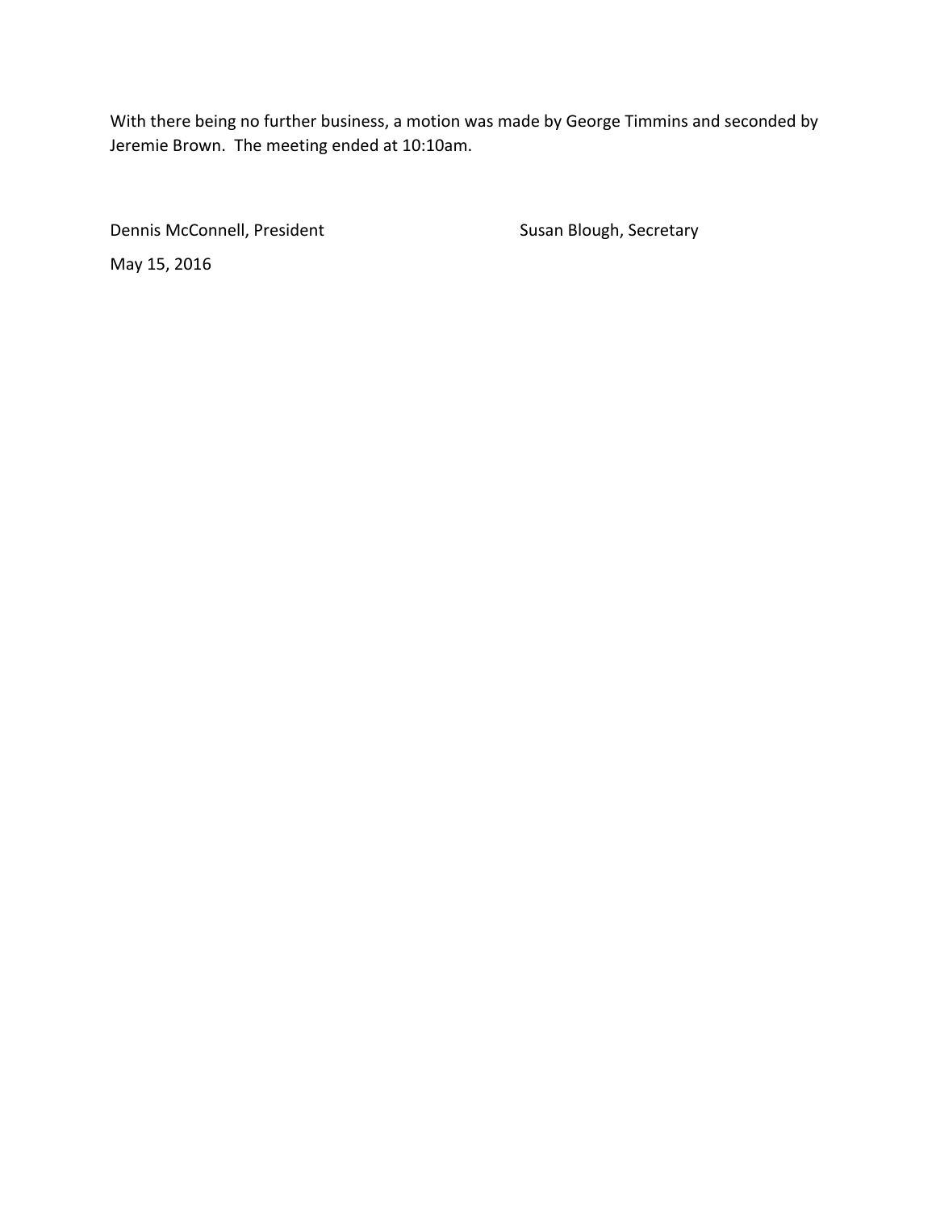With there being no further business, a motion was made by George Timmins and seconded by Jeremie Brown. The meeting ended at 10:10am.

Dennis McConnell, President

Susan Blough, Secretary

May 15, 2016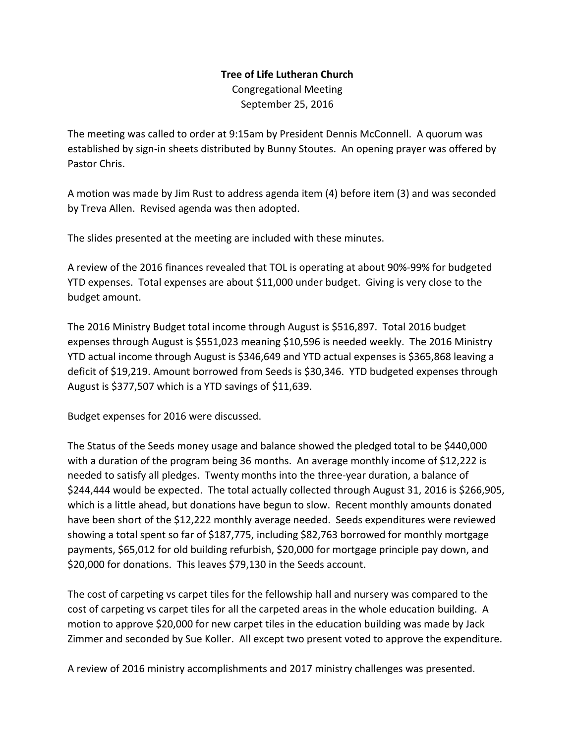**Tree of Life Lutheran Church**

Congregational Meeting

September 25, 2016

The meeting was called to order at 9:15am by President Dennis McConnell. A quorum was established by sign-in sheets distributed by Bunny Stoutes. An opening prayer was offered by Pastor Chris.

A motion was made by Jim Rust to address agenda item (4) before item (3) and was seconded by Treva Allen. Revised agenda was then adopted.

The slides presented at the meeting are included with these minutes.

A review of the 2016 finances revealed that TOL is operating at about 90%-99% for budgeted YTD expenses. Total expenses are about $11,000 under budget. Giving is very close to the budget amount.

The 2016 Ministry Budget total income through August is $516,897. Total 2016 budget expenses through August is $551,023 meaning $10,596 is needed weekly. The 2016 Ministry YTD actual income through August is $346,649 and YTD actual expenses is $365,868 leaving a deficit of $19,219. Amount borrowed from Seeds is $30,346. YTD budgeted expenses through August is $377,507 which is a YTD savings of $11,639.

Budget expenses for 2016 were discussed.

The Status of the Seeds money usage and balance showed the pledged total to be $440,000 with a duration of the program being 36 months. An average monthly income of $12,222 is needed to satisfy all pledges. Twenty months into the three-year duration, a balance of $244,444 would be expected. The total actually collected through August 31, 2016 is $266,905, which is a little ahead, but donations have begun to slow. Recent monthly amounts donated have been short of the $12,222 monthly average needed. Seeds expenditures were reviewed showing a total spent so far of $187,775, including $82,763 borrowed for monthly mortgage payments, $65,012 for old building refurbish, $20,000 for mortgage principle pay down, and $20,000 for donations. This leaves $79,130 in the Seeds account.

The cost of carpeting vs carpet tiles for the fellowship hall and nursery was compared to the cost of carpeting vs carpet tiles for all the carpeted areas in the whole education building. A motion to approve $20,000 for new carpet tiles in the education building was made by Jack Zimmer and seconded by Sue Koller. All except two present voted to approve the expenditure.

A review of 2016 ministry accomplishments and 2017 ministry challenges was presented.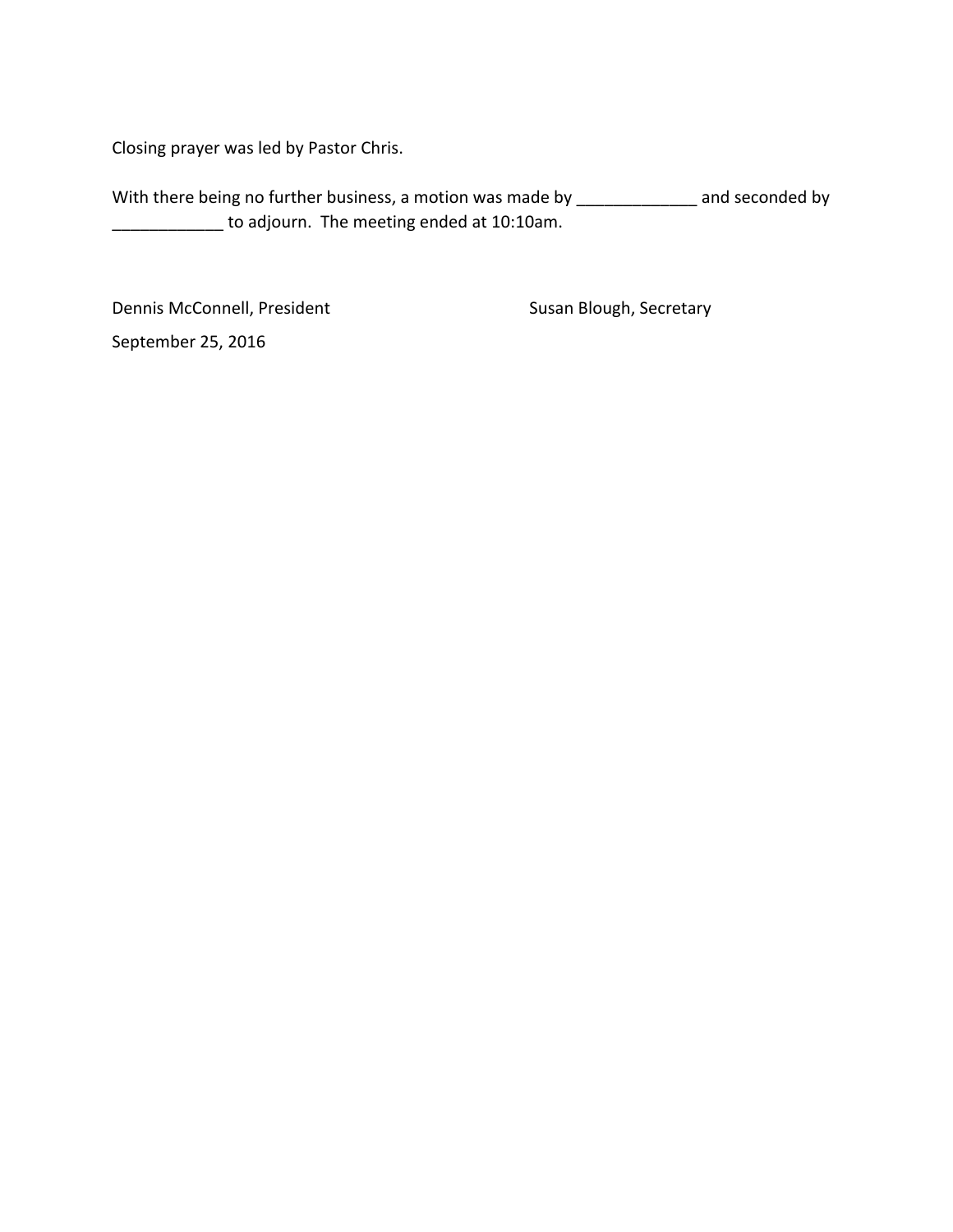Closing prayer was led by Pastor Chris.

With there being no further business, a motion was made by _____________ and seconded by ____________ to adjourn. The meeting ended at 10:10am.

Dennis McConnell, President                    Susan Blough, Secretary

September 25, 2016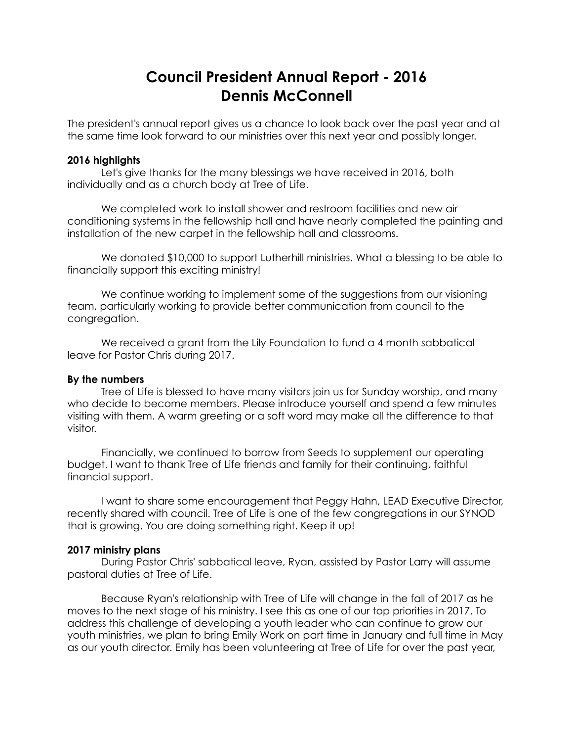# Council President Annual Report - 2016
# Dennis McConnell

The president's annual report gives us a chance to look back over the past year and at the same time look forward to our ministries over this next year and possibly longer.

**2016 highlights**

Let's give thanks for the many blessings we have received in 2016, both individually and as a church body at Tree of Life.

We completed work to install shower and restroom facilities and new air conditioning systems in the fellowship hall and have nearly completed the painting and installation of the new carpet in the fellowship hall and classrooms.

We donated $10,000 to support Lutherhill ministries. What a blessing to be able to financially support this exciting ministry!

We continue working to implement some of the suggestions from our visioning team, particularly working to provide better communication from council to the congregation.

We received a grant from the Lily Foundation to fund a 4 month sabbatical leave for Pastor Chris during 2017.

**By the numbers**

Tree of Life is blessed to have many visitors join us for Sunday worship, and many who decide to become members. Please introduce yourself and spend a few minutes visiting with them. A warm greeting or a soft word may make all the difference to that visitor.

Financially, we continued to borrow from Seeds to supplement our operating budget. I want to thank Tree of Life friends and family for their continuing, faithful financial support.

I want to share some encouragement that Peggy Hahn, LEAD Executive Director, recently shared with council. Tree of Life is one of the few congregations in our SYNOD that is growing. You are doing something right. Keep it up!

**2017 ministry plans**

During Pastor Chris' sabbatical leave, Ryan, assisted by Pastor Larry will assume pastoral duties at Tree of Life.

Because Ryan's relationship with Tree of Life will change in the fall of 2017 as he moves to the next stage of his ministry. I see this as one of our top priorities in 2017. To address this challenge of developing a youth leader who can continue to grow our youth ministries, we plan to bring Emily Work on part time in January and full time in May as our youth director. Emily has been volunteering at Tree of Life for over the past year,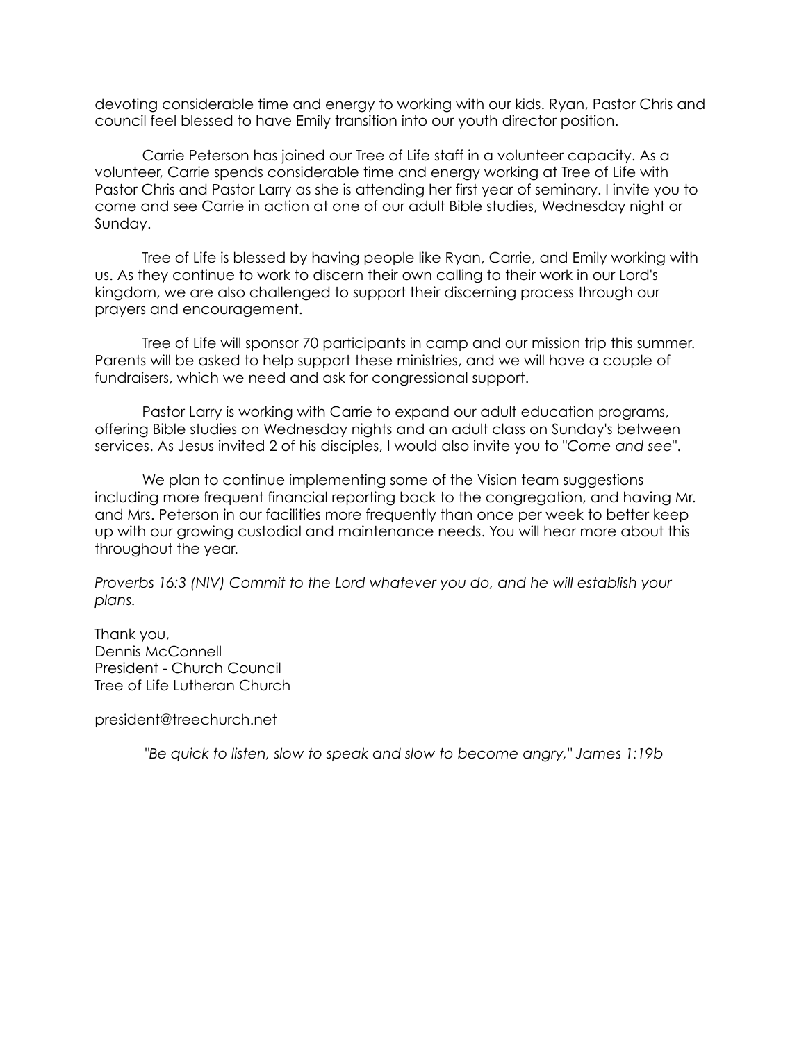devoting considerable time and energy to working with our kids. Ryan, Pastor Chris and council feel blessed to have Emily transition into our youth director position.

Carrie Peterson has joined our Tree of Life staff in a volunteer capacity. As a volunteer, Carrie spends considerable time and energy working at Tree of Life with Pastor Chris and Pastor Larry as she is attending her first year of seminary. I invite you to come and see Carrie in action at one of our adult Bible studies, Wednesday night or Sunday.

Tree of Life is blessed by having people like Ryan, Carrie, and Emily working with us. As they continue to work to discern their own calling to their work in our Lord's kingdom, we are also challenged to support their discerning process through our prayers and encouragement.

Tree of Life will sponsor 70 participants in camp and our mission trip this summer. Parents will be asked to help support these ministries, and we will have a couple of fundraisers, which we need and ask for congressional support.

Pastor Larry is working with Carrie to expand our adult education programs, offering Bible studies on Wednesday nights and an adult class on Sunday's between services. As Jesus invited 2 of his disciples, I would also invite you to "*Come and see*".

We plan to continue implementing some of the Vision team suggestions including more frequent financial reporting back to the congregation, and having Mr. and Mrs. Peterson in our facilities more frequently than once per week to better keep up with our growing custodial and maintenance needs. You will hear more about this throughout the year.

*Proverbs 16:3 (NIV) Commit to the Lord whatever you do, and he will establish your plans.*

Thank you,
Dennis McConnell
President - Church Council
Tree of Life Lutheran Church

president@treechurch.net

*"Be quick to listen, slow to speak and slow to become angry," James 1:19b*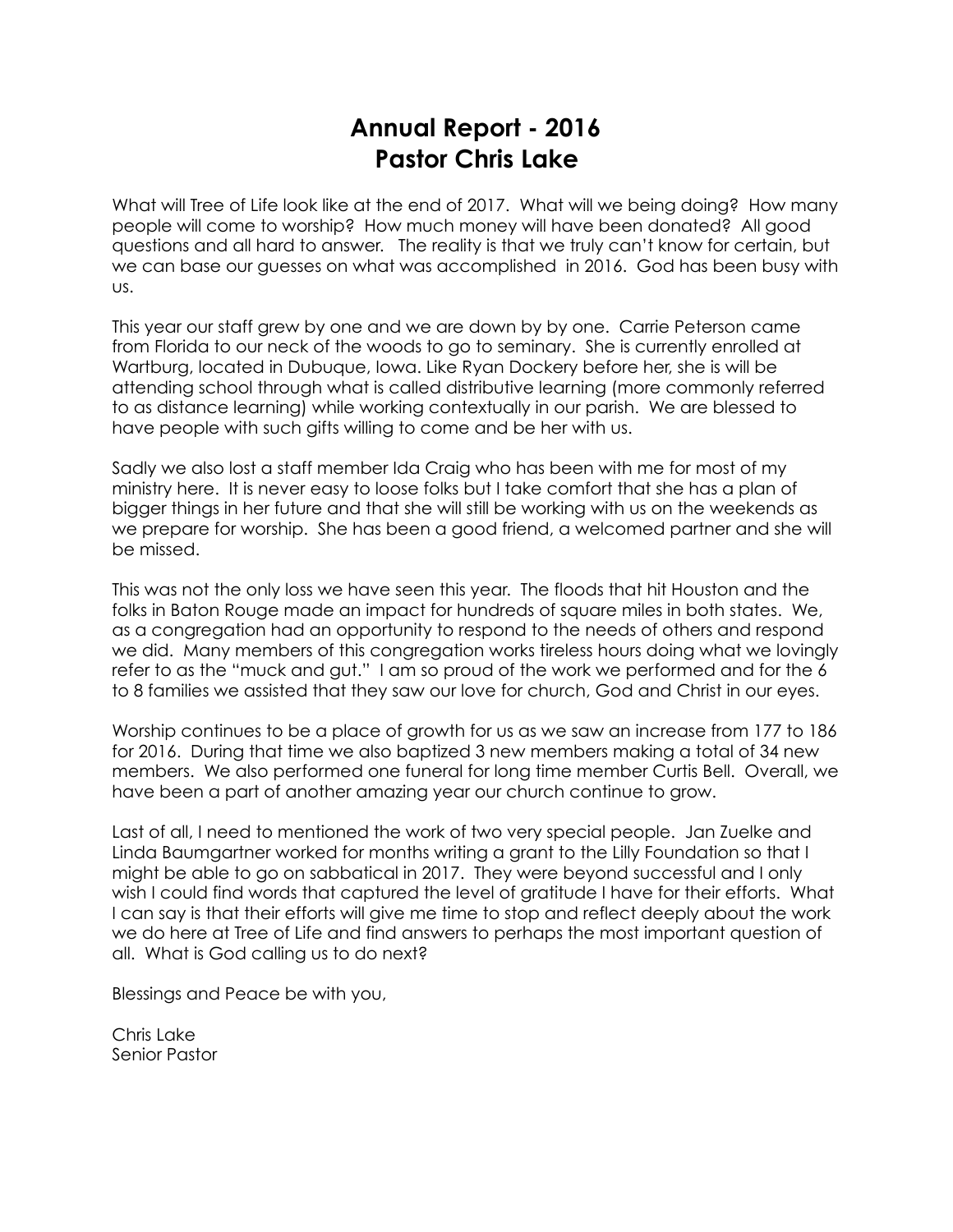# Annual Report - 2016
# Pastor Chris Lake

What will Tree of Life look like at the end of 2017. What will we being doing? How many people will come to worship? How much money will have been donated? All good questions and all hard to answer. The reality is that we truly can't know for certain, but we can base our guesses on what was accomplished in 2016. God has been busy with us.

This year our staff grew by one and we are down by by one. Carrie Peterson came from Florida to our neck of the woods to go to seminary. She is currently enrolled at Wartburg, located in Dubuque, Iowa. Like Ryan Dockery before her, she is will be attending school through what is called distributive learning (more commonly referred to as distance learning) while working contextually in our parish. We are blessed to have people with such gifts willing to come and be her with us.

Sadly we also lost a staff member Ida Craig who has been with me for most of my ministry here. It is never easy to loose folks but I take comfort that she has a plan of bigger things in her future and that she will still be working with us on the weekends as we prepare for worship. She has been a good friend, a welcomed partner and she will be missed.

This was not the only loss we have seen this year. The floods that hit Houston and the folks in Baton Rouge made an impact for hundreds of square miles in both states. We, as a congregation had an opportunity to respond to the needs of others and respond we did. Many members of this congregation works tireless hours doing what we lovingly refer to as the "muck and gut." I am so proud of the work we performed and for the 6 to 8 families we assisted that they saw our love for church, God and Christ in our eyes.

Worship continues to be a place of growth for us as we saw an increase from 177 to 186 for 2016. During that time we also baptized 3 new members making a total of 34 new members. We also performed one funeral for long time member Curtis Bell. Overall, we have been a part of another amazing year our church continue to grow.

Last of all, I need to mentioned the work of two very special people. Jan Zuelke and Linda Baumgartner worked for months writing a grant to the Lilly Foundation so that I might be able to go on sabbatical in 2017. They were beyond successful and I only wish I could find words that captured the level of gratitude I have for their efforts. What I can say is that their efforts will give me time to stop and reflect deeply about the work we do here at Tree of Life and find answers to perhaps the most important question of all. What is God calling us to do next?

Blessings and Peace be with you,

Chris Lake
Senior Pastor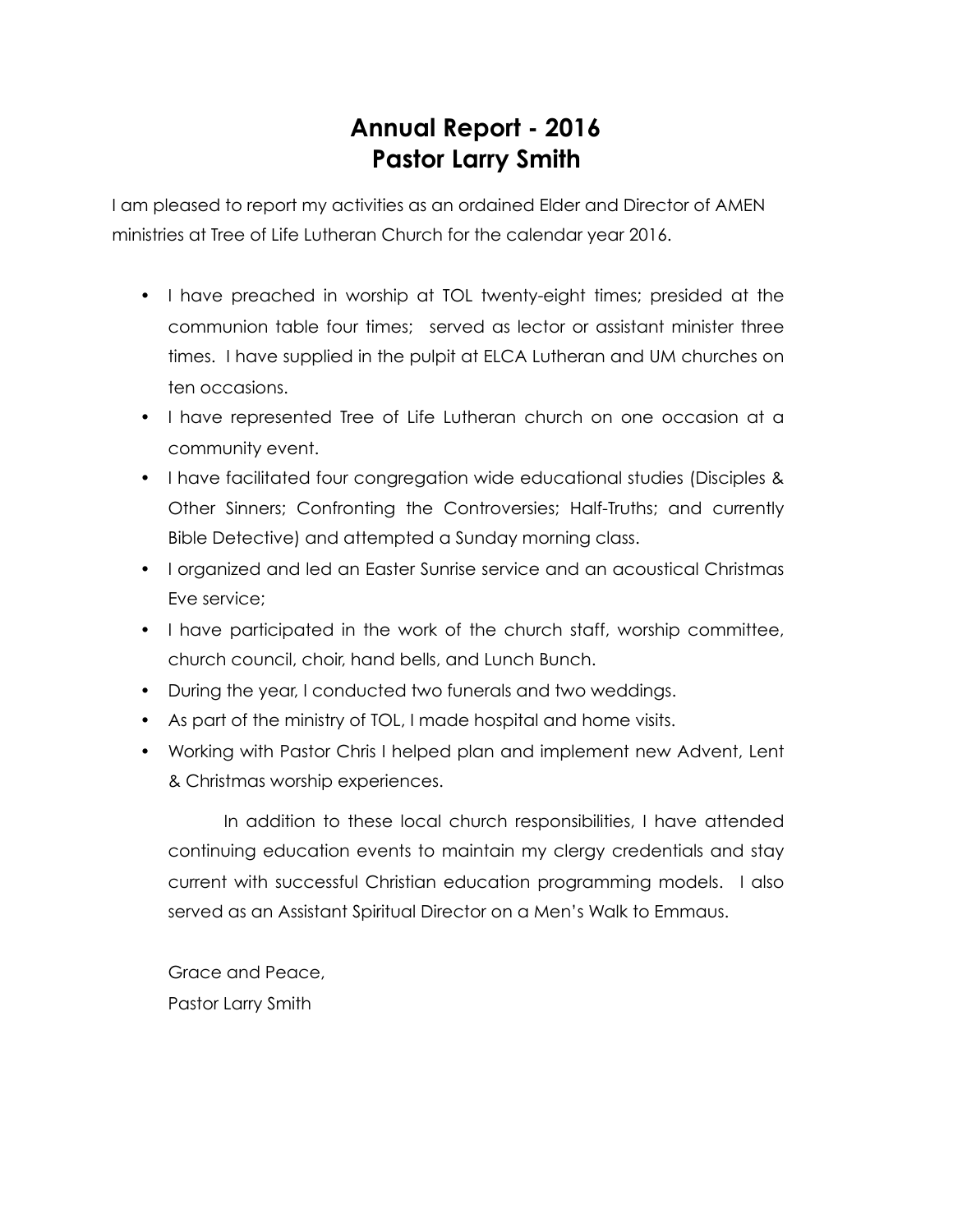# Annual Report - 2016
# Pastor Larry Smith

I am pleased to report my activities as an ordained Elder and Director of AMEN ministries at Tree of Life Lutheran Church for the calendar year 2016.

- I have preached in worship at TOL twenty-eight times; presided at the communion table four times; served as lector or assistant minister three times. I have supplied in the pulpit at ELCA Lutheran and UM churches on ten occasions.
- I have represented Tree of Life Lutheran church on one occasion at a community event.
- I have facilitated four congregation wide educational studies (Disciples & Other Sinners; Confronting the Controversies; Half-Truths; and currently Bible Detective) and attempted a Sunday morning class.
- I organized and led an Easter Sunrise service and an acoustical Christmas Eve service;
- I have participated in the work of the church staff, worship committee, church council, choir, hand bells, and Lunch Bunch.
- During the year, I conducted two funerals and two weddings.
- As part of the ministry of TOL, I made hospital and home visits.
- Working with Pastor Chris I helped plan and implement new Advent, Lent & Christmas worship experiences.

In addition to these local church responsibilities, I have attended continuing education events to maintain my clergy credentials and stay current with successful Christian education programming models. I also served as an Assistant Spiritual Director on a Men's Walk to Emmaus.

Grace and Peace,
Pastor Larry Smith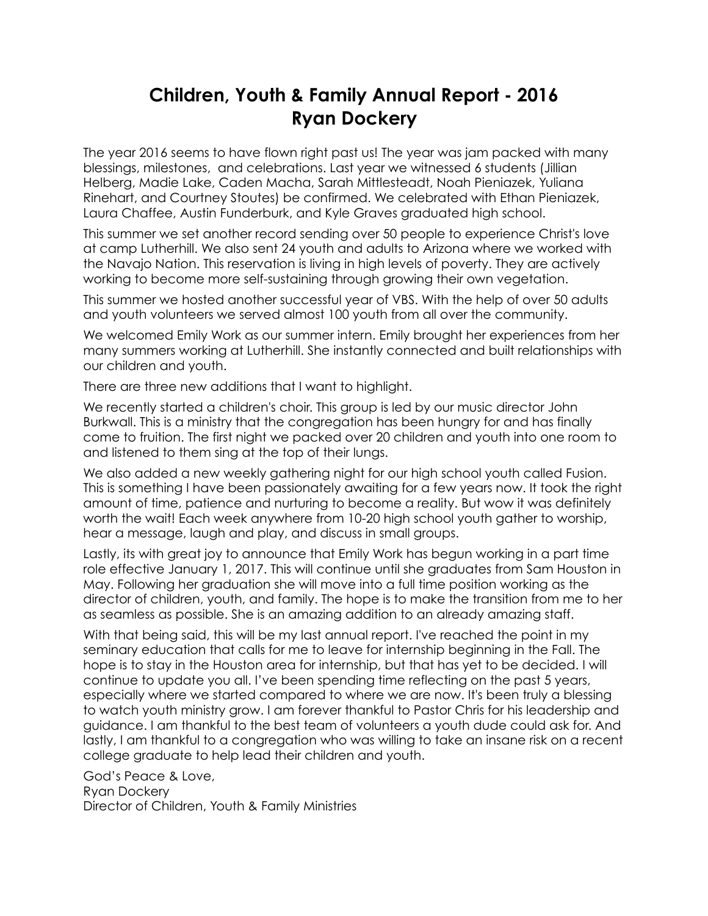# Children, Youth & Family Annual Report - 2016
# Ryan Dockery

The year 2016 seems to have flown right past us! The year was jam packed with many blessings, milestones, and celebrations. Last year we witnessed 6 students (Jillian Helberg, Madie Lake, Caden Macha, Sarah Mittlesteadt, Noah Pieniazek, Yuliana Rinehart, and Courtney Stoutes) be confirmed. We celebrated with Ethan Pieniazek, Laura Chaffee, Austin Funderburk, and Kyle Graves graduated high school.

This summer we set another record sending over 50 people to experience Christ's love at camp Lutherhill. We also sent 24 youth and adults to Arizona where we worked with the Navajo Nation. This reservation is living in high levels of poverty. They are actively working to become more self-sustaining through growing their own vegetation.

This summer we hosted another successful year of VBS. With the help of over 50 adults and youth volunteers we served almost 100 youth from all over the community.

We welcomed Emily Work as our summer intern. Emily brought her experiences from her many summers working at Lutherhill. She instantly connected and built relationships with our children and youth.

There are three new additions that I want to highlight.

We recently started a children's choir. This group is led by our music director John Burkwall. This is a ministry that the congregation has been hungry for and has finally come to fruition. The first night we packed over 20 children and youth into one room to and listened to them sing at the top of their lungs.

We also added a new weekly gathering night for our high school youth called Fusion. This is something I have been passionately awaiting for a few years now. It took the right amount of time, patience and nurturing to become a reality. But wow it was definitely worth the wait! Each week anywhere from 10-20 high school youth gather to worship, hear a message, laugh and play, and discuss in small groups.

Lastly, its with great joy to announce that Emily Work has begun working in a part time role effective January 1, 2017. This will continue until she graduates from Sam Houston in May. Following her graduation she will move into a full time position working as the director of children, youth, and family. The hope is to make the transition from me to her as seamless as possible. She is an amazing addition to an already amazing staff.

With that being said, this will be my last annual report. I've reached the point in my seminary education that calls for me to leave for internship beginning in the Fall. The hope is to stay in the Houston area for internship, but that has yet to be decided. I will continue to update you all. I've been spending time reflecting on the past 5 years, especially where we started compared to where we are now. It's been truly a blessing to watch youth ministry grow. I am forever thankful to Pastor Chris for his leadership and guidance. I am thankful to the best team of volunteers a youth dude could ask for. And lastly, I am thankful to a congregation who was willing to take an insane risk on a recent college graduate to help lead their children and youth.

God's Peace & Love,  
Ryan Dockery  
Director of Children, Youth & Family Ministries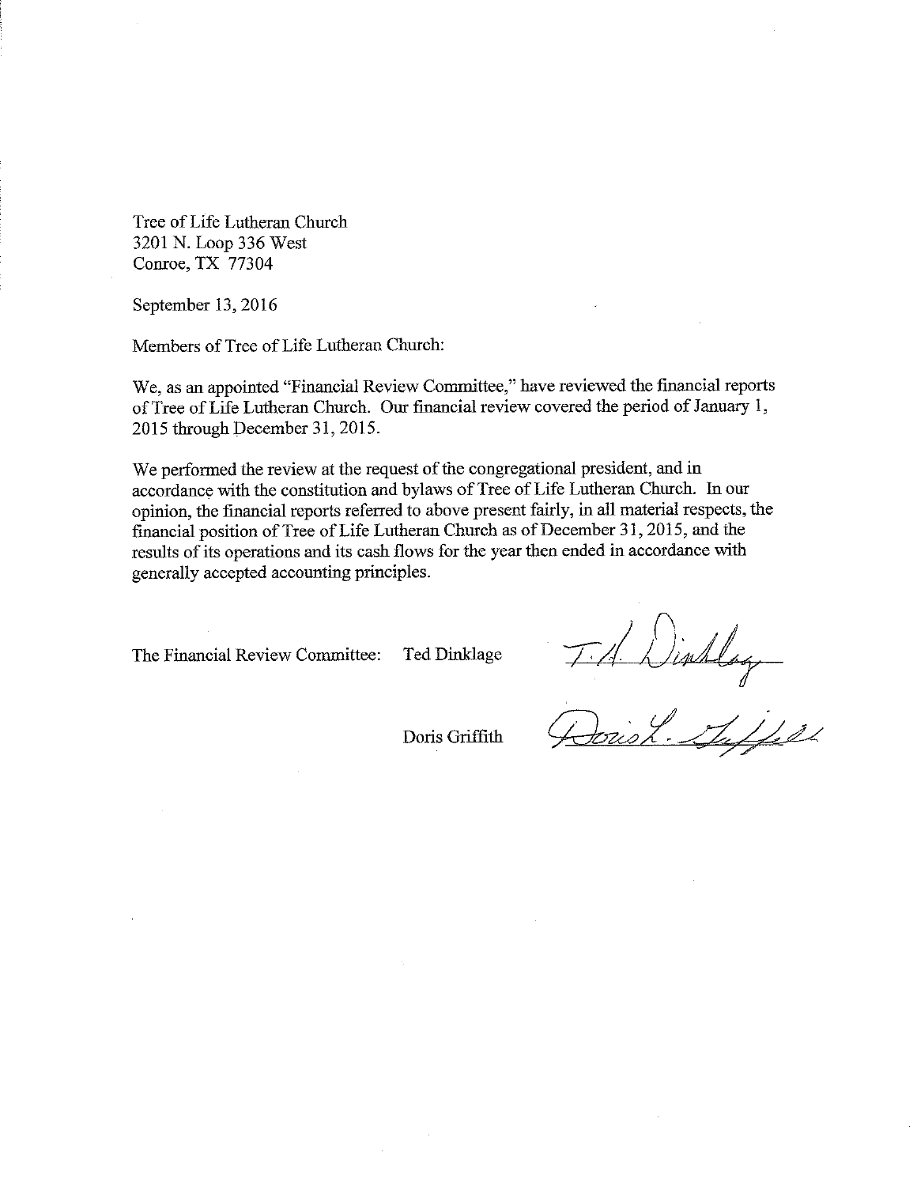Tree of Life Lutheran Church
3201 N. Loop 336 West
Conroe, TX 77304

September 13, 2016

Members of Tree of Life Lutheran Church:

We, as an appointed "Financial Review Committee," have reviewed the financial reports of Tree of Life Lutheran Church. Our financial review covered the period of January 1, 2015 through December 31, 2015.

We performed the review at the request of the congregational president, and in accordance with the constitution and bylaws of Tree of Life Lutheran Church. In our opinion, the financial reports referred to above present fairly, in all material respects, the financial position of Tree of Life Lutheran Church as of December 31, 2015, and the results of its operations and its cash flows for the year then ended in accordance with generally accepted accounting principles.

The Financial Review Committee: Ted Dinklage

Doris Griffith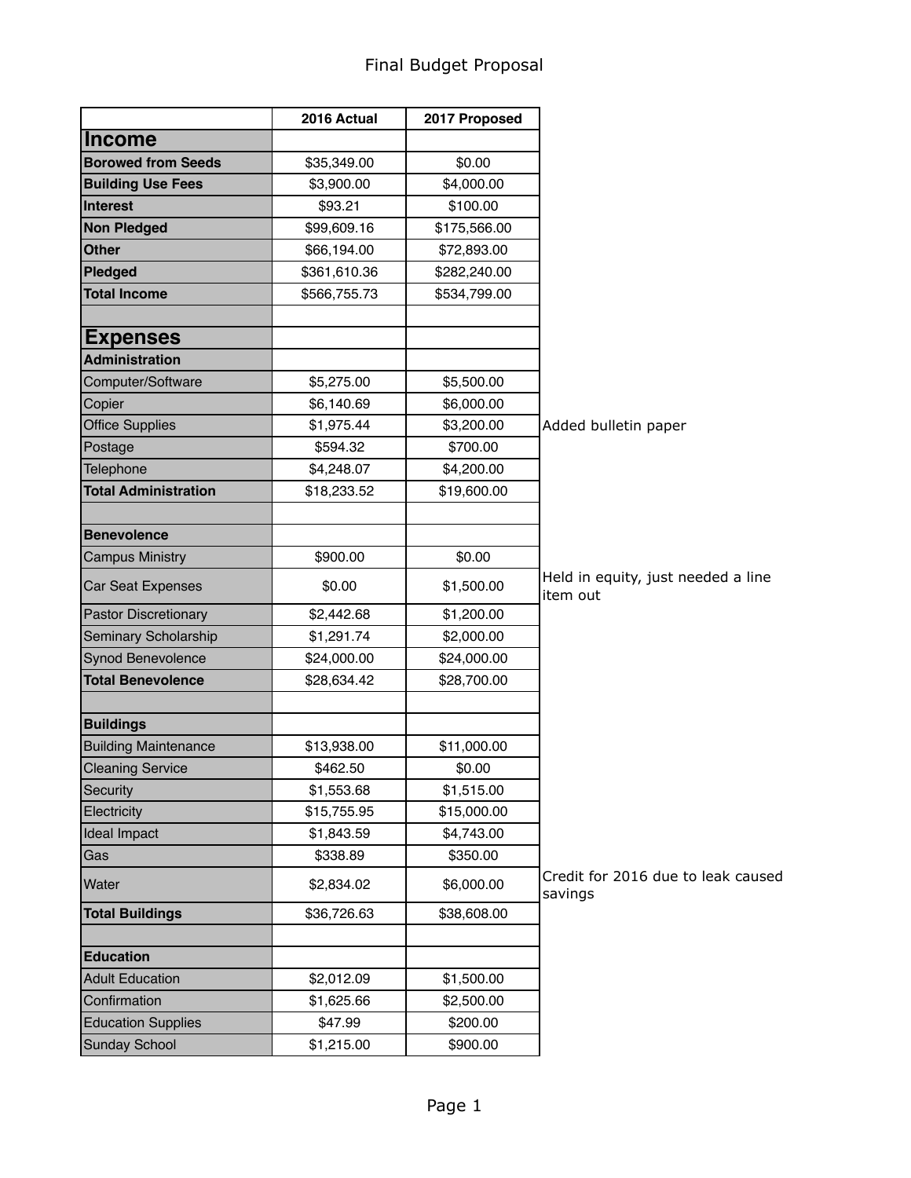# Final Budget Proposal

| | 2016 Actual | 2017 Proposed | |
|---|---|---|---|
| **Income** | | | |
| **Borowed from Seeds** | $35,349.00 | $0.00 | |
| **Building Use Fees** | $3,900.00 | $4,000.00 | |
| **Interest** | $93.21 | $100.00 | |
| **Non Pledged** | $99,609.16 | $175,566.00 | |
| **Other** | $66,194.00 | $72,893.00 | |
| **Pledged** | $361,610.36 | $282,240.00 | |
| **Total Income** | $566,755.73 | $534,799.00 | |
| | | | |
| **Expenses** | | | |
| **Administration** | | | |
| Computer/Software | $5,275.00 | $5,500.00 | |
| Copier | $6,140.69 | $6,000.00 | |
| Office Supplies | $1,975.44 | $3,200.00 | Added bulletin paper |
| Postage | $594.32 | $700.00 | |
| Telephone | $4,248.07 | $4,200.00 | |
| **Total Administration** | $18,233.52 | $19,600.00 | |
| | | | |
| **Benevolence** | | | |
| Campus Ministry | $900.00 | $0.00 | |
| Car Seat Expenses | $0.00 | $1,500.00 | Held in equity, just needed a line item out |
| Pastor Discretionary | $2,442.68 | $1,200.00 | |
| Seminary Scholarship | $1,291.74 | $2,000.00 | |
| Synod Benevolence | $24,000.00 | $24,000.00 | |
| **Total Benevolence** | $28,634.42 | $28,700.00 | |
| | | | |
| **Buildings** | | | |
| Building Maintenance | $13,938.00 | $11,000.00 | |
| Cleaning Service | $462.50 | $0.00 | |
| Security | $1,553.68 | $1,515.00 | |
| Electricity | $15,755.95 | $15,000.00 | |
| Ideal Impact | $1,843.59 | $4,743.00 | |
| Gas | $338.89 | $350.00 | |
| Water | $2,834.02 | $6,000.00 | Credit for 2016 due to leak caused savings |
| **Total Buildings** | $36,726.63 | $38,608.00 | |
| | | | |
| **Education** | | | |
| Adult Education | $2,012.09 | $1,500.00 | |
| Confirmation | $1,625.66 | $2,500.00 | |
| Education Supplies | $47.99 | $200.00 | |
| Sunday School | $1,215.00 | $900.00 | |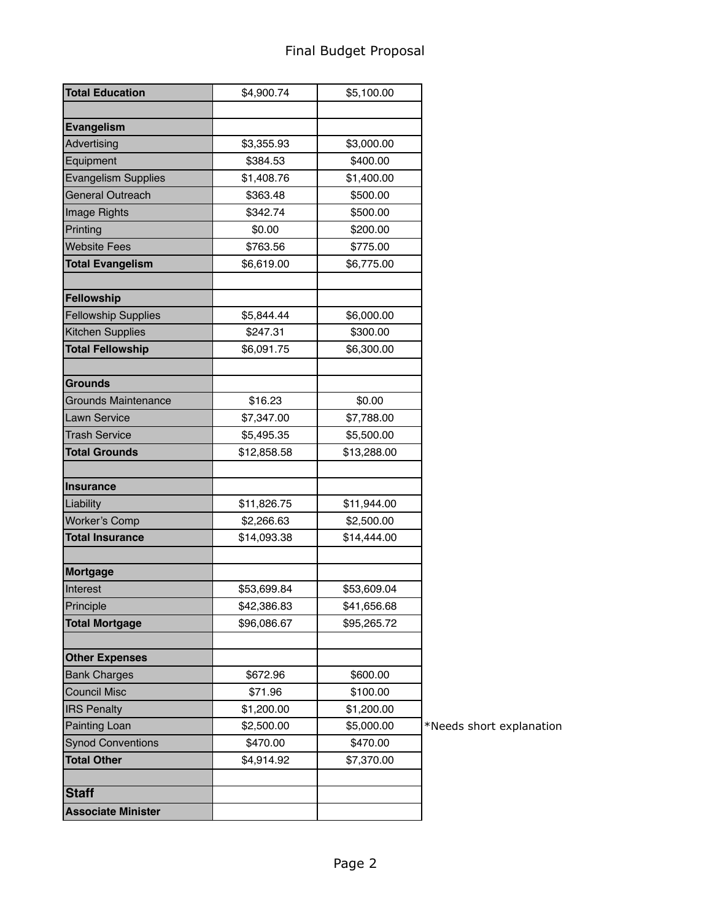# Final Budget Proposal

| **Total Education** | $4,900.74 | $5,100.00 | |
|---|---|---|---|
| | | | |
| **Evangelism** | | | |
| Advertising | $3,355.93 | $3,000.00 | |
| Equipment | $384.53 | $400.00 | |
| Evangelism Supplies | $1,408.76 | $1,400.00 | |
| General Outreach | $363.48 | $500.00 | |
| Image Rights | $342.74 | $500.00 | |
| Printing | $0.00 | $200.00 | |
| Website Fees | $763.56 | $775.00 | |
| **Total Evangelism** | $6,619.00 | $6,775.00 | |
| | | | |
| **Fellowship** | | | |
| Fellowship Supplies | $5,844.44 | $6,000.00 | |
| Kitchen Supplies | $247.31 | $300.00 | |
| **Total Fellowship** | $6,091.75 | $6,300.00 | |
| | | | |
| **Grounds** | | | |
| Grounds Maintenance | $16.23 | $0.00 | |
| Lawn Service | $7,347.00 | $7,788.00 | |
| Trash Service | $5,495.35 | $5,500.00 | |
| **Total Grounds** | $12,858.58 | $13,288.00 | |
| | | | |
| **Insurance** | | | |
| Liability | $11,826.75 | $11,944.00 | |
| Worker's Comp | $2,266.63 | $2,500.00 | |
| **Total Insurance** | $14,093.38 | $14,444.00 | |
| | | | |
| **Mortgage** | | | |
| Interest | $53,699.84 | $53,609.04 | |
| Principle | $42,386.83 | $41,656.68 | |
| **Total Mortgage** | $96,086.67 | $95,265.72 | |
| | | | |
| **Other Expenses** | | | |
| Bank Charges | $672.96 | $600.00 | |
| Council Misc | $71.96 | $100.00 | |
| IRS Penalty | $1,200.00 | $1,200.00 | |
| Painting Loan | $2,500.00 | $5,000.00 | *Needs short explanation |
| Synod Conventions | $470.00 | $470.00 | |
| **Total Other** | $4,914.92 | $7,370.00 | |
| | | | |
| **Staff** | | | |
| **Associate Minister** | | | |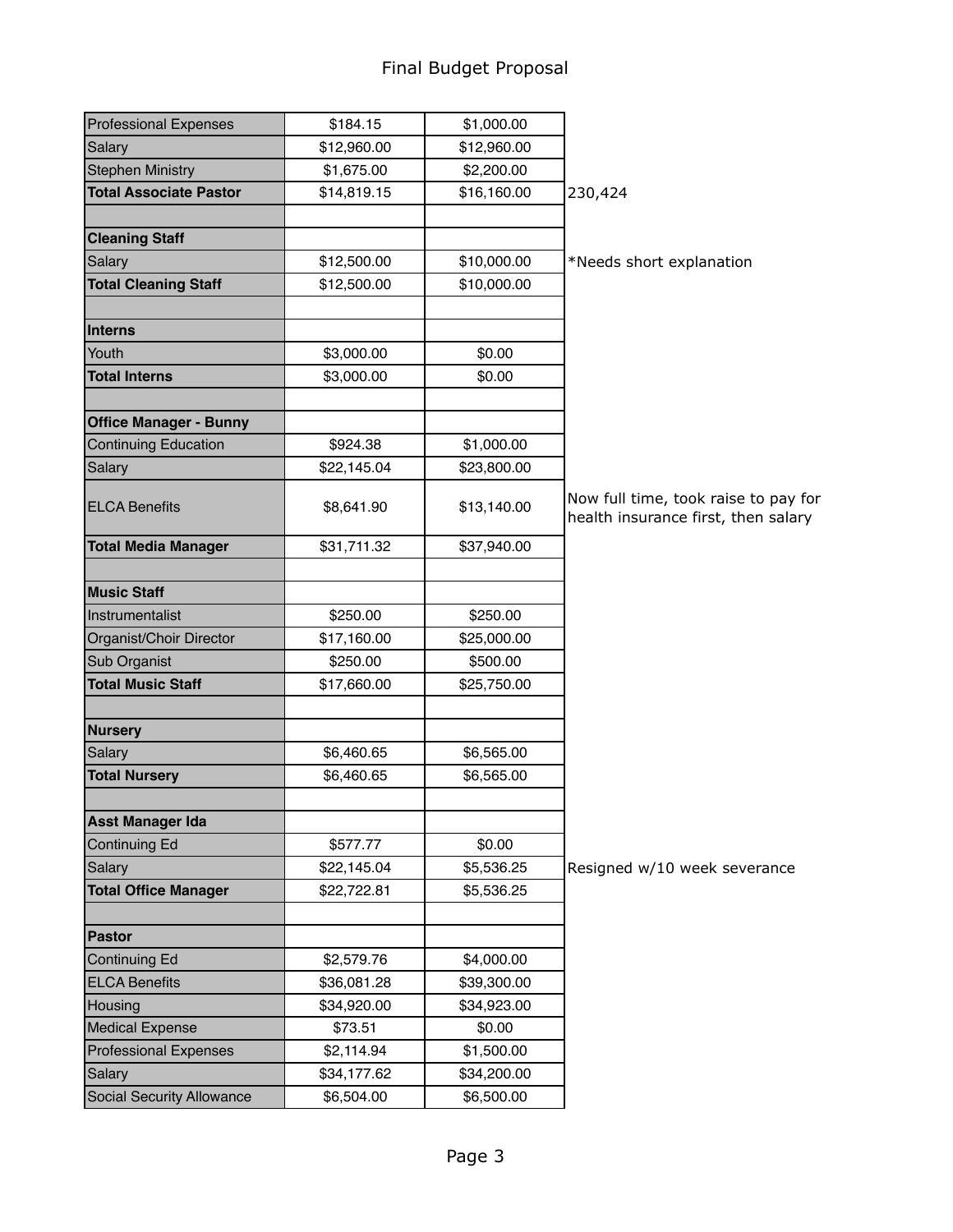# Final Budget Proposal

| | | | |
|---|---|---|---|
| Professional Expenses | $184.15 | $1,000.00 | |
| Salary | $12,960.00 | $12,960.00 | |
| Stephen Ministry | $1,675.00 | $2,200.00 | |
| **Total Associate Pastor** | $14,819.15 | $16,160.00 | 230,424 |
| | | | |
| **Cleaning Staff** | | | |
| Salary | $12,500.00 | $10,000.00 | *Needs short explanation |
| **Total Cleaning Staff** | $12,500.00 | $10,000.00 | |
| | | | |
| **Interns** | | | |
| Youth | $3,000.00 | $0.00 | |
| **Total Interns** | $3,000.00 | $0.00 | |
| | | | |
| **Office Manager - Bunny** | | | |
| Continuing Education | $924.38 | $1,000.00 | |
| Salary | $22,145.04 | $23,800.00 | |
| ELCA Benefits | $8,641.90 | $13,140.00 | Now full time, took raise to pay for health insurance first, then salary |
| **Total Media Manager** | $31,711.32 | $37,940.00 | |
| | | | |
| **Music Staff** | | | |
| Instrumentalist | $250.00 | $250.00 | |
| Organist/Choir Director | $17,160.00 | $25,000.00 | |
| Sub Organist | $250.00 | $500.00 | |
| **Total Music Staff** | $17,660.00 | $25,750.00 | |
| | | | |
| **Nursery** | | | |
| Salary | $6,460.65 | $6,565.00 | |
| **Total Nursery** | $6,460.65 | $6,565.00 | |
| | | | |
| **Asst Manager Ida** | | | |
| Continuing Ed | $577.77 | $0.00 | |
| Salary | $22,145.04 | $5,536.25 | Resigned w/10 week severance |
| **Total Office Manager** | $22,722.81 | $5,536.25 | |
| | | | |
| **Pastor** | | | |
| Continuing Ed | $2,579.76 | $4,000.00 | |
| ELCA Benefits | $36,081.28 | $39,300.00 | |
| Housing | $34,920.00 | $34,923.00 | |
| Medical Expense | $73.51 | $0.00 | |
| Professional Expenses | $2,114.94 | $1,500.00 | |
| Salary | $34,177.62 | $34,200.00 | |
| Social Security Allowance | $6,504.00 | $6,500.00 | |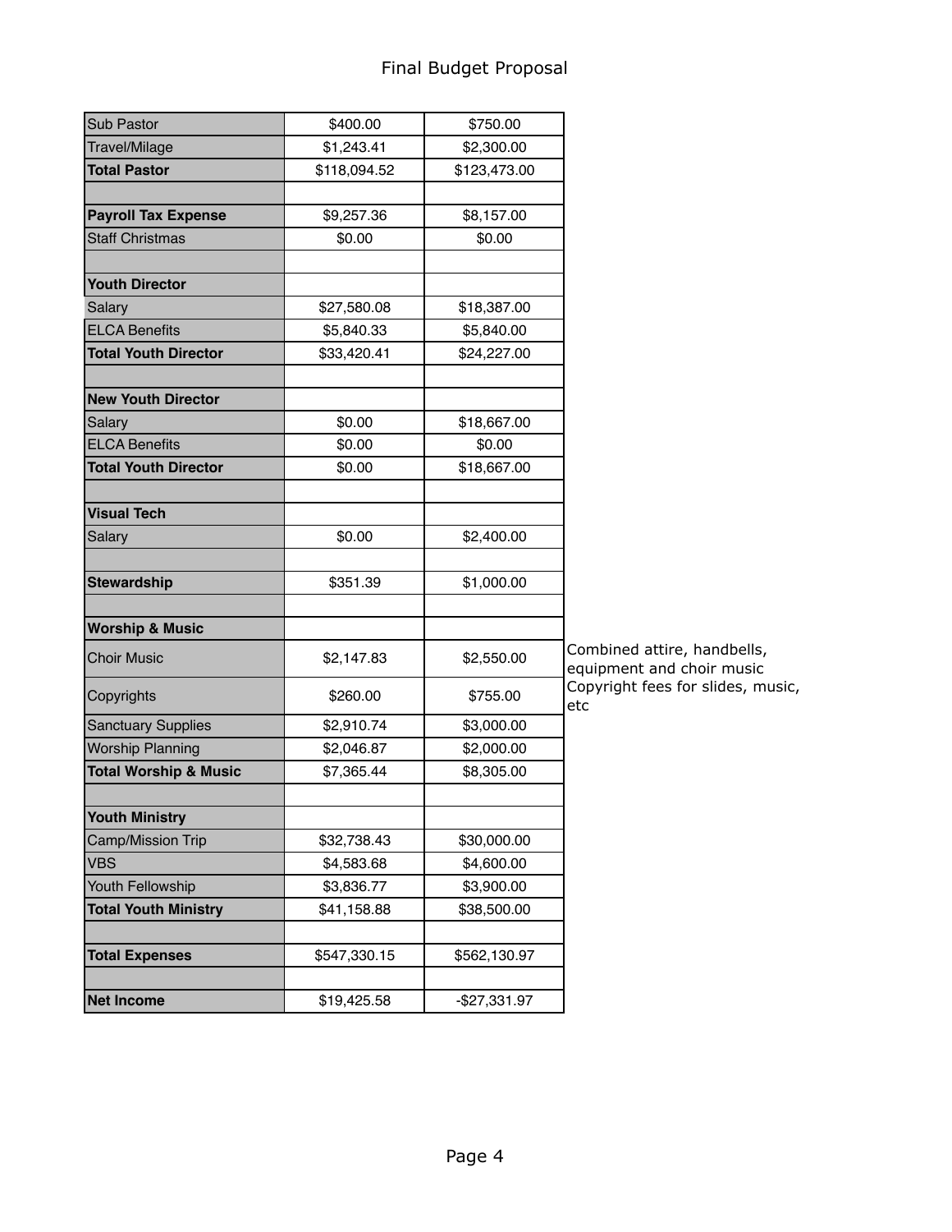# Final Budget Proposal

| | | | |
|---|---|---|---|
| Sub Pastor | $400.00 | $750.00 | |
| Travel/Milage | $1,243.41 | $2,300.00 | |
| **Total Pastor** | $118,094.52 | $123,473.00 | |
| | | | |
| **Payroll Tax Expense** | $9,257.36 | $8,157.00 | |
| Staff Christmas | $0.00 | $0.00 | |
| | | | |
| **Youth Director** | | | |
| Salary | $27,580.08 | $18,387.00 | |
| ELCA Benefits | $5,840.33 | $5,840.00 | |
| **Total Youth Director** | $33,420.41 | $24,227.00 | |
| | | | |
| **New Youth Director** | | | |
| Salary | $0.00 | $18,667.00 | |
| ELCA Benefits | $0.00 | $0.00 | |
| **Total Youth Director** | $0.00 | $18,667.00 | |
| | | | |
| **Visual Tech** | | | |
| Salary | $0.00 | $2,400.00 | |
| | | | |
| **Stewardship** | $351.39 | $1,000.00 | |
| | | | |
| **Worship & Music** | | | |
| Choir Music | $2,147.83 | $2,550.00 | Combined attire, handbells, equipment and choir music |
| Copyrights | $260.00 | $755.00 | Copyright fees for slides, music, etc |
| Sanctuary Supplies | $2,910.74 | $3,000.00 | |
| Worship Planning | $2,046.87 | $2,000.00 | |
| **Total Worship & Music** | $7,365.44 | $8,305.00 | |
| | | | |
| **Youth Ministry** | | | |
| Camp/Mission Trip | $32,738.43 | $30,000.00 | |
| VBS | $4,583.68 | $4,600.00 | |
| Youth Fellowship | $3,836.77 | $3,900.00 | |
| **Total Youth Ministry** | $41,158.88 | $38,500.00 | |
| | | | |
| **Total Expenses** | $547,330.15 | $562,130.97 | |
| | | | |
| **Net Income** | $19,425.58 | -$27,331.97 | |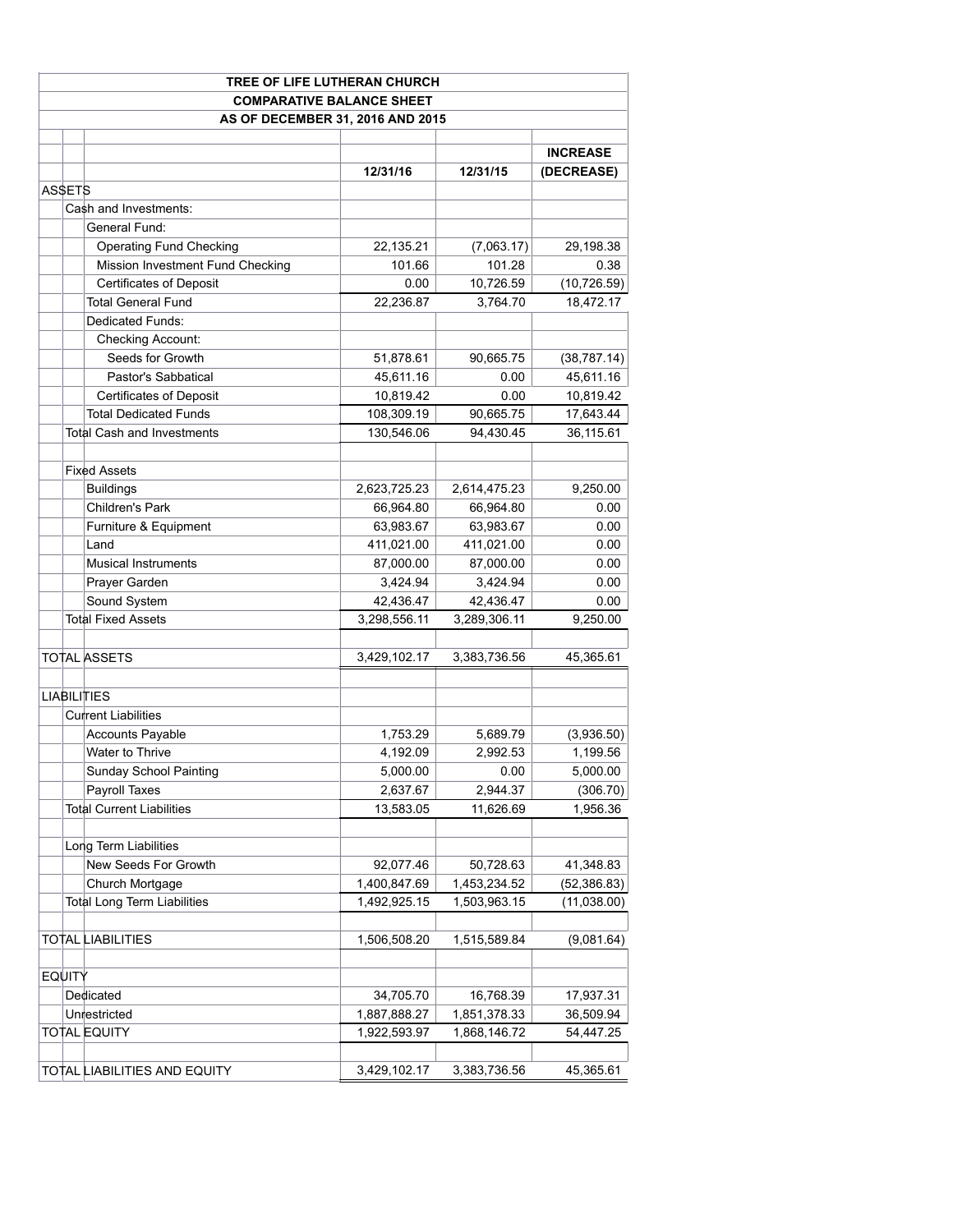**TREE OF LIFE LUTHERAN CHURCH**

**COMPARATIVE BALANCE SHEET**

**AS OF DECEMBER 31, 2016 AND 2015**

| | 12/31/16 | 12/31/15 | INCREASE (DECREASE) |
|---|---|---|---|
| ASSETS | | | |
| Cash and Investments: | | | |
| General Fund: | | | |
| Operating Fund Checking | 22,135.21 | (7,063.17) | 29,198.38 |
| Mission Investment Fund Checking | 101.66 | 101.28 | 0.38 |
| Certificates of Deposit | 0.00 | 10,726.59 | (10,726.59) |
| Total General Fund | 22,236.87 | 3,764.70 | 18,472.17 |
| Dedicated Funds: | | | |
| Checking Account: | | | |
| Seeds for Growth | 51,878.61 | 90,665.75 | (38,787.14) |
| Pastor's Sabbatical | 45,611.16 | 0.00 | 45,611.16 |
| Certificates of Deposit | 10,819.42 | 0.00 | 10,819.42 |
| Total Dedicated Funds | 108,309.19 | 90,665.75 | 17,643.44 |
| Total Cash and Investments | 130,546.06 | 94,430.45 | 36,115.61 |
| | | | |
| Fixed Assets | | | |
| Buildings | 2,623,725.23 | 2,614,475.23 | 9,250.00 |
| Children's Park | 66,964.80 | 66,964.80 | 0.00 |
| Furniture & Equipment | 63,983.67 | 63,983.67 | 0.00 |
| Land | 411,021.00 | 411,021.00 | 0.00 |
| Musical Instruments | 87,000.00 | 87,000.00 | 0.00 |
| Prayer Garden | 3,424.94 | 3,424.94 | 0.00 |
| Sound System | 42,436.47 | 42,436.47 | 0.00 |
| Total Fixed Assets | 3,298,556.11 | 3,289,306.11 | 9,250.00 |
| | | | |
| TOTAL ASSETS | 3,429,102.17 | 3,383,736.56 | 45,365.61 |
| | | | |
| LIABILITIES | | | |
| Current Liabilities | | | |
| Accounts Payable | 1,753.29 | 5,689.79 | (3,936.50) |
| Water to Thrive | 4,192.09 | 2,992.53 | 1,199.56 |
| Sunday School Painting | 5,000.00 | 0.00 | 5,000.00 |
| Payroll Taxes | 2,637.67 | 2,944.37 | (306.70) |
| Total Current Liabilities | 13,583.05 | 11,626.69 | 1,956.36 |
| | | | |
| Long Term Liabilities | | | |
| New Seeds For Growth | 92,077.46 | 50,728.63 | 41,348.83 |
| Church Mortgage | 1,400,847.69 | 1,453,234.52 | (52,386.83) |
| Total Long Term Liabilities | 1,492,925.15 | 1,503,963.15 | (11,038.00) |
| | | | |
| TOTAL LIABILITIES | 1,506,508.20 | 1,515,589.84 | (9,081.64) |
| | | | |
| EQUITY | | | |
| Dedicated | 34,705.70 | 16,768.39 | 17,937.31 |
| Unrestricted | 1,887,888.27 | 1,851,378.33 | 36,509.94 |
| TOTAL EQUITY | 1,922,593.97 | 1,868,146.72 | 54,447.25 |
| | | | |
| TOTAL LIABILITIES AND EQUITY | 3,429,102.17 | 3,383,736.56 | 45,365.61 |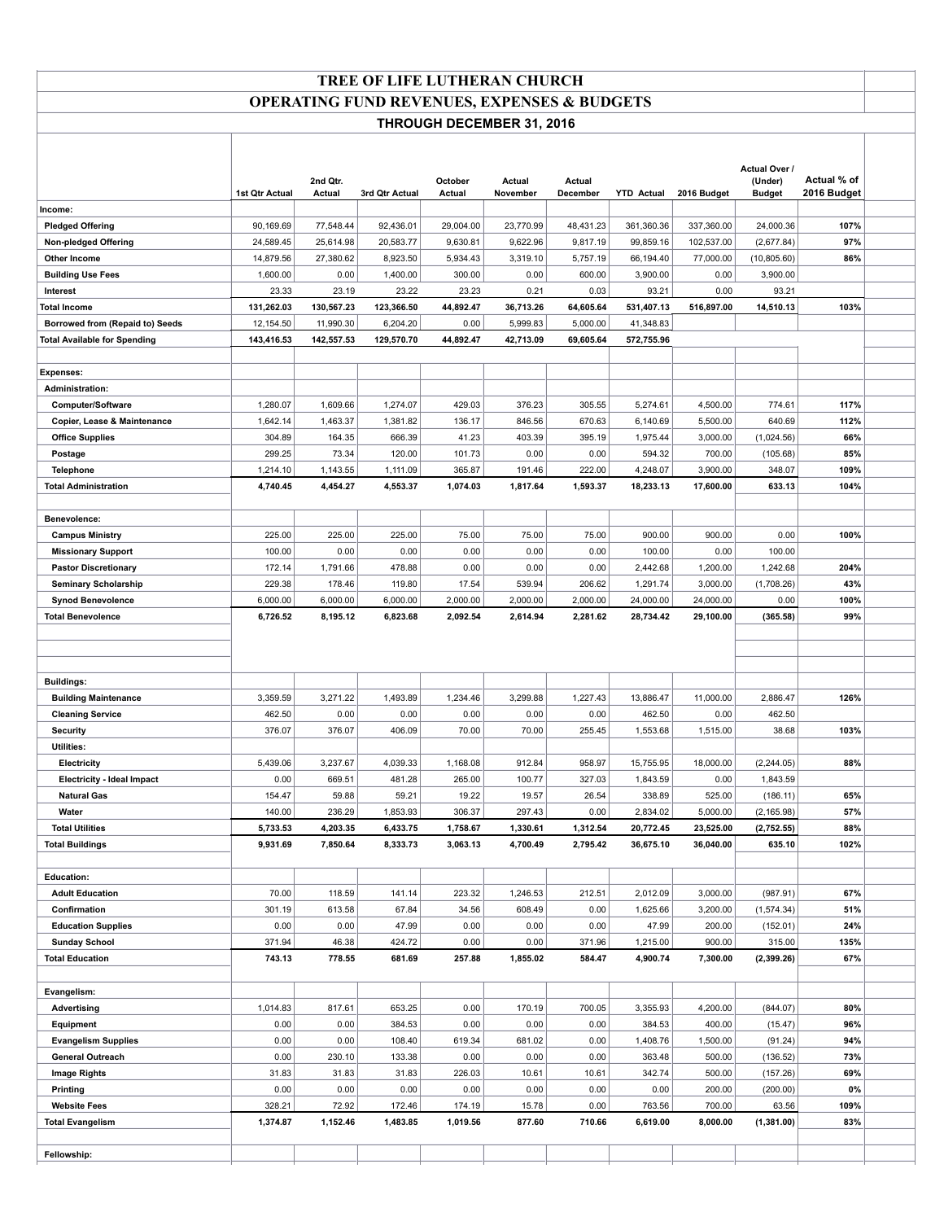# TREE OF LIFE LUTHERAN CHURCH

## OPERATING FUND REVENUES, EXPENSES & BUDGETS

### THROUGH DECEMBER 31, 2016

| | 1st Qtr Actual | 2nd Qtr. Actual | 3rd Qtr Actual | October Actual | Actual November | Actual December | YTD Actual | 2016 Budget | Actual Over / (Under) Budget | Actual % of 2016 Budget |
|---|---|---|---|---|---|---|---|---|---|---|
| **Income:** | | | | | | | | | | |
| **Pledged Offering** | 90,169.69 | 77,548.44 | 92,436.01 | 29,004.00 | 23,770.99 | 48,431.23 | 361,360.36 | 337,360.00 | 24,000.36 | **107%** |
| **Non-pledged Offering** | 24,589.45 | 25,614.98 | 20,583.77 | 9,630.81 | 9,622.96 | 9,817.19 | 99,859.16 | 102,537.00 | (2,677.84) | **97%** |
| **Other Income** | 14,879.56 | 27,380.62 | 8,923.50 | 5,934.43 | 3,319.10 | 5,757.19 | 66,194.40 | 77,000.00 | (10,805.60) | **86%** |
| **Building Use Fees** | 1,600.00 | 0.00 | 1,400.00 | 300.00 | 0.00 | 600.00 | 3,900.00 | 0.00 | 3,900.00 | |
| **Interest** | 23.33 | 23.19 | 23.22 | 23.23 | 0.21 | 0.03 | 93.21 | 0.00 | 93.21 | |
| **Total Income** | **131,262.03** | **130,567.23** | **123,366.50** | **44,892.47** | **36,713.26** | **64,605.64** | **531,407.13** | **516,897.00** | **14,510.13** | **103%** |
| **Borrowed from (Repaid to) Seeds** | 12,154.50 | 11,990.30 | 6,204.20 | 0.00 | 5,999.83 | 5,000.00 | 41,348.83 | | | |
| **Total Available for Spending** | **143,416.53** | **142,557.53** | **129,570.70** | **44,892.47** | **42,713.09** | **69,605.64** | **572,755.96** | | | |
| | | | | | | | | | | |
| **Expenses:** | | | | | | | | | | |
| **Administration:** | | | | | | | | | | |
| **Computer/Software** | 1,280.07 | 1,609.66 | 1,274.07 | 429.03 | 376.23 | 305.55 | 5,274.61 | 4,500.00 | 774.61 | **117%** |
| **Copier, Lease & Maintenance** | 1,642.14 | 1,463.37 | 1,381.82 | 136.17 | 846.56 | 670.63 | 6,140.69 | 5,500.00 | 640.69 | **112%** |
| **Office Supplies** | 304.89 | 164.35 | 666.39 | 41.23 | 403.39 | 395.19 | 1,975.44 | 3,000.00 | (1,024.56) | **66%** |
| **Postage** | 299.25 | 73.34 | 120.00 | 101.73 | 0.00 | 0.00 | 594.32 | 700.00 | (105.68) | **85%** |
| **Telephone** | 1,214.10 | 1,143.55 | 1,111.09 | 365.87 | 191.46 | 222.00 | 4,248.07 | 3,900.00 | 348.07 | **109%** |
| **Total Administration** | **4,740.45** | **4,454.27** | **4,553.37** | **1,074.03** | **1,817.64** | **1,593.37** | **18,233.13** | **17,600.00** | **633.13** | **104%** |
| | | | | | | | | | | |
| **Benevolence:** | | | | | | | | | | |
| **Campus Ministry** | 225.00 | 225.00 | 225.00 | 75.00 | 75.00 | 75.00 | 900.00 | 900.00 | 0.00 | **100%** |
| **Missionary Support** | 100.00 | 0.00 | 0.00 | 0.00 | 0.00 | 0.00 | 100.00 | 0.00 | 100.00 | |
| **Pastor Discretionary** | 172.14 | 1,791.66 | 478.88 | 0.00 | 0.00 | 0.00 | 2,442.68 | 1,200.00 | 1,242.68 | **204%** |
| **Seminary Scholarship** | 229.38 | 178.46 | 119.80 | 17.54 | 539.94 | 206.62 | 1,291.74 | 3,000.00 | (1,708.26) | **43%** |
| **Synod Benevolence** | 6,000.00 | 6,000.00 | 6,000.00 | 2,000.00 | 2,000.00 | 2,000.00 | 24,000.00 | 24,000.00 | 0.00 | **100%** |
| **Total Benevolence** | **6,726.52** | **8,195.12** | **6,823.68** | **2,092.54** | **2,614.94** | **2,281.62** | **28,734.42** | **29,100.00** | **(365.58)** | **99%** |
| | | | | | | | | | | |
| **Buildings:** | | | | | | | | | | |
| **Building Maintenance** | 3,359.59 | 3,271.22 | 1,493.89 | 1,234.46 | 3,299.88 | 1,227.43 | 13,886.47 | 11,000.00 | 2,886.47 | **126%** |
| **Cleaning Service** | 462.50 | 0.00 | 0.00 | 0.00 | 0.00 | 0.00 | 462.50 | 0.00 | 462.50 | |
| **Security** | 376.07 | 376.07 | 406.09 | 70.00 | 70.00 | 255.45 | 1,553.68 | 1,515.00 | 38.68 | **103%** |
| **Utilities:** | | | | | | | | | | |
| **Electricity** | 5,439.06 | 3,237.67 | 4,039.33 | 1,168.08 | 912.84 | 958.97 | 15,755.95 | 18,000.00 | (2,244.05) | **88%** |
| **Electricity - Ideal Impact** | 0.00 | 669.51 | 481.28 | 265.00 | 100.77 | 327.03 | 1,843.59 | 0.00 | 1,843.59 | |
| **Natural Gas** | 154.47 | 59.88 | 59.21 | 19.22 | 19.57 | 26.54 | 338.89 | 525.00 | (186.11) | **65%** |
| **Water** | 140.00 | 236.29 | 1,853.93 | 306.37 | 297.43 | 0.00 | 2,834.02 | 5,000.00 | (2,165.98) | **57%** |
| **Total Utilities** | **5,733.53** | **4,203.35** | **6,433.75** | **1,758.67** | **1,330.61** | **1,312.54** | **20,772.45** | **23,525.00** | **(2,752.55)** | **88%** |
| **Total Buildings** | **9,931.69** | **7,850.64** | **8,333.73** | **3,063.13** | **4,700.49** | **2,795.42** | **36,675.10** | **36,040.00** | **635.10** | **102%** |
| | | | | | | | | | | |
| **Education:** | | | | | | | | | | |
| **Adult Education** | 70.00 | 118.59 | 141.14 | 223.32 | 1,246.53 | 212.51 | 2,012.09 | 3,000.00 | (987.91) | **67%** |
| **Confirmation** | 301.19 | 613.58 | 67.84 | 34.56 | 608.49 | 0.00 | 1,625.66 | 3,200.00 | (1,574.34) | **51%** |
| **Education Supplies** | 0.00 | 0.00 | 47.99 | 0.00 | 0.00 | 0.00 | 47.99 | 200.00 | (152.01) | **24%** |
| **Sunday School** | 371.94 | 46.38 | 424.72 | 0.00 | 0.00 | 371.96 | 1,215.00 | 900.00 | 315.00 | **135%** |
| **Total Education** | **743.13** | **778.55** | **681.69** | **257.88** | **1,855.02** | **584.47** | **4,900.74** | **7,300.00** | **(2,399.26)** | **67%** |
| | | | | | | | | | | |
| **Evangelism:** | | | | | | | | | | |
| **Advertising** | 1,014.83 | 817.61 | 653.25 | 0.00 | 170.19 | 700.05 | 3,355.93 | 4,200.00 | (844.07) | **80%** |
| **Equipment** | 0.00 | 0.00 | 384.53 | 0.00 | 0.00 | 0.00 | 384.53 | 400.00 | (15.47) | **96%** |
| **Evangelism Supplies** | 0.00 | 0.00 | 108.40 | 619.34 | 681.02 | 0.00 | 1,408.76 | 1,500.00 | (91.24) | **94%** |
| **General Outreach** | 0.00 | 230.10 | 133.38 | 0.00 | 0.00 | 0.00 | 363.48 | 500.00 | (136.52) | **73%** |
| **Image Rights** | 31.83 | 31.83 | 31.83 | 226.03 | 10.61 | 10.61 | 342.74 | 500.00 | (157.26) | **69%** |
| **Printing** | 0.00 | 0.00 | 0.00 | 0.00 | 0.00 | 0.00 | 0.00 | 200.00 | (200.00) | **0%** |
| **Website Fees** | 328.21 | 72.92 | 172.46 | 174.19 | 15.78 | 0.00 | 763.56 | 700.00 | 63.56 | **109%** |
| **Total Evangelism** | **1,374.87** | **1,152.46** | **1,483.85** | **1,019.56** | **877.60** | **710.66** | **6,619.00** | **8,000.00** | **(1,381.00)** | **83%** |
| | | | | | | | | | | |
| **Fellowship:** | | | | | | | | | | |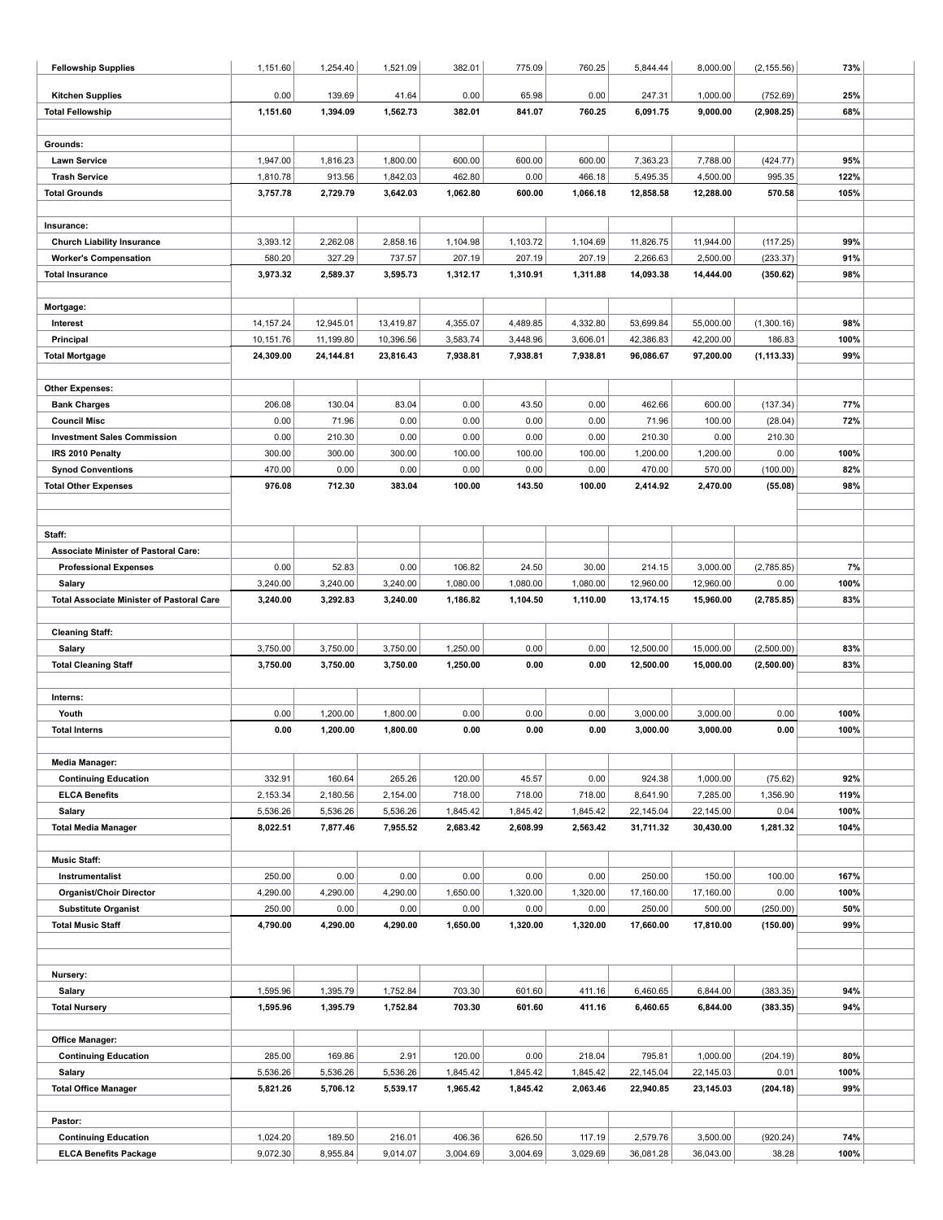| | | | | | | | | | | |
|---|---|---|---|---|---|---|---|---|---|---|
| **Fellowship Supplies** | 1,151.60 | 1,254.40 | 1,521.09 | 382.01 | 775.09 | 760.25 | 5,844.44 | 8,000.00 | (2,155.56) | **73%** |
| **Kitchen Supplies** | 0.00 | 139.69 | 41.64 | 0.00 | 65.98 | 0.00 | 247.31 | 1,000.00 | (752.69) | **25%** |
| **Total Fellowship** | **1,151.60** | **1,394.09** | **1,562.73** | **382.01** | **841.07** | **760.25** | **6,091.75** | **9,000.00** | **(2,908.25)** | **68%** |
| | | | | | | | | | | |
| **Grounds:** | | | | | | | | | | |
| **Lawn Service** | 1,947.00 | 1,816.23 | 1,800.00 | 600.00 | 600.00 | 600.00 | 7,363.23 | 7,788.00 | (424.77) | **95%** |
| **Trash Service** | 1,810.78 | 913.56 | 1,842.03 | 462.80 | 0.00 | 466.18 | 5,495.35 | 4,500.00 | 995.35 | **122%** |
| **Total Grounds** | **3,757.78** | **2,729.79** | **3,642.03** | **1,062.80** | **600.00** | **1,066.18** | **12,858.58** | **12,288.00** | **570.58** | **105%** |
| | | | | | | | | | | |
| **Insurance:** | | | | | | | | | | |
| **Church Liability Insurance** | 3,393.12 | 2,262.08 | 2,858.16 | 1,104.98 | 1,103.72 | 1,104.69 | 11,826.75 | 11,944.00 | (117.25) | **99%** |
| **Worker's Compensation** | 580.20 | 327.29 | 737.57 | 207.19 | 207.19 | 207.19 | 2,266.63 | 2,500.00 | (233.37) | **91%** |
| **Total Insurance** | **3,973.32** | **2,589.37** | **3,595.73** | **1,312.17** | **1,310.91** | **1,311.88** | **14,093.38** | **14,444.00** | **(350.62)** | **98%** |
| | | | | | | | | | | |
| **Mortgage:** | | | | | | | | | | |
| **Interest** | 14,157.24 | 12,945.01 | 13,419.87 | 4,355.07 | 4,489.85 | 4,332.80 | 53,699.84 | 55,000.00 | (1,300.16) | **98%** |
| **Principal** | 10,151.76 | 11,199.80 | 10,396.56 | 3,583.74 | 3,448.96 | 3,606.01 | 42,386.83 | 42,200.00 | 186.83 | **100%** |
| **Total Mortgage** | **24,309.00** | **24,144.81** | **23,816.43** | **7,938.81** | **7,938.81** | **7,938.81** | **96,086.67** | **97,200.00** | **(1,113.33)** | **99%** |
| | | | | | | | | | | |
| **Other Expenses:** | | | | | | | | | | |
| **Bank Charges** | 206.08 | 130.04 | 83.04 | 0.00 | 43.50 | 0.00 | 462.66 | 600.00 | (137.34) | **77%** |
| **Council Misc** | 0.00 | 71.96 | 0.00 | 0.00 | 0.00 | 0.00 | 71.96 | 100.00 | (28.04) | **72%** |
| **Investment Sales Commission** | 0.00 | 210.30 | 0.00 | 0.00 | 0.00 | 0.00 | 210.30 | 0.00 | 210.30 | |
| **IRS 2010 Penalty** | 300.00 | 300.00 | 300.00 | 100.00 | 100.00 | 100.00 | 1,200.00 | 1,200.00 | 0.00 | **100%** |
| **Synod Conventions** | 470.00 | 0.00 | 0.00 | 0.00 | 0.00 | 0.00 | 470.00 | 570.00 | (100.00) | **82%** |
| **Total Other Expenses** | **976.08** | **712.30** | **383.04** | **100.00** | **143.50** | **100.00** | **2,414.92** | **2,470.00** | **(55.08)** | **98%** |
| | | | | | | | | | | |
| **Staff:** | | | | | | | | | | |
| **Associate Minister of Pastoral Care:** | | | | | | | | | | |
| **Professional Expenses** | 0.00 | 52.83 | 0.00 | 106.82 | 24.50 | 30.00 | 214.15 | 3,000.00 | (2,785.85) | **7%** |
| **Salary** | 3,240.00 | 3,240.00 | 3,240.00 | 1,080.00 | 1,080.00 | 1,080.00 | 12,960.00 | 12,960.00 | 0.00 | **100%** |
| **Total Associate Minister of Pastoral Care** | **3,240.00** | **3,292.83** | **3,240.00** | **1,186.82** | **1,104.50** | **1,110.00** | **13,174.15** | **15,960.00** | **(2,785.85)** | **83%** |
| | | | | | | | | | | |
| **Cleaning Staff:** | | | | | | | | | | |
| **Salary** | 3,750.00 | 3,750.00 | 3,750.00 | 1,250.00 | 0.00 | 0.00 | 12,500.00 | 15,000.00 | (2,500.00) | **83%** |
| **Total Cleaning Staff** | **3,750.00** | **3,750.00** | **3,750.00** | **1,250.00** | **0.00** | **0.00** | **12,500.00** | **15,000.00** | **(2,500.00)** | **83%** |
| | | | | | | | | | | |
| **Interns:** | | | | | | | | | | |
| **Youth** | 0.00 | 1,200.00 | 1,800.00 | 0.00 | 0.00 | 0.00 | 3,000.00 | 3,000.00 | 0.00 | **100%** |
| **Total Interns** | **0.00** | **1,200.00** | **1,800.00** | **0.00** | **0.00** | **0.00** | **3,000.00** | **3,000.00** | **0.00** | **100%** |
| | | | | | | | | | | |
| **Media Manager:** | | | | | | | | | | |
| **Continuing Education** | 332.91 | 160.64 | 265.26 | 120.00 | 45.57 | 0.00 | 924.38 | 1,000.00 | (75.62) | **92%** |
| **ELCA Benefits** | 2,153.34 | 2,180.56 | 2,154.00 | 718.00 | 718.00 | 718.00 | 8,641.90 | 7,285.00 | 1,356.90 | **119%** |
| **Salary** | 5,536.26 | 5,536.26 | 5,536.26 | 1,845.42 | 1,845.42 | 1,845.42 | 22,145.04 | 22,145.00 | 0.04 | **100%** |
| **Total Media Manager** | **8,022.51** | **7,877.46** | **7,955.52** | **2,683.42** | **2,608.99** | **2,563.42** | **31,711.32** | **30,430.00** | **1,281.32** | **104%** |
| | | | | | | | | | | |
| **Music Staff:** | | | | | | | | | | |
| **Instrumentalist** | 250.00 | 0.00 | 0.00 | 0.00 | 0.00 | 0.00 | 250.00 | 150.00 | 100.00 | **167%** |
| **Organist/Choir Director** | 4,290.00 | 4,290.00 | 4,290.00 | 1,650.00 | 1,320.00 | 1,320.00 | 17,160.00 | 17,160.00 | 0.00 | **100%** |
| **Substitute Organist** | 250.00 | 0.00 | 0.00 | 0.00 | 0.00 | 0.00 | 250.00 | 500.00 | (250.00) | **50%** |
| **Total Music Staff** | **4,790.00** | **4,290.00** | **4,290.00** | **1,650.00** | **1,320.00** | **1,320.00** | **17,660.00** | **17,810.00** | **(150.00)** | **99%** |
| | | | | | | | | | | |
| **Nursery:** | | | | | | | | | | |
| **Salary** | 1,595.96 | 1,395.79 | 1,752.84 | 703.30 | 601.60 | 411.16 | 6,460.65 | 6,844.00 | (383.35) | **94%** |
| **Total Nursery** | **1,595.96** | **1,395.79** | **1,752.84** | **703.30** | **601.60** | **411.16** | **6,460.65** | **6,844.00** | **(383.35)** | **94%** |
| | | | | | | | | | | |
| **Office Manager:** | | | | | | | | | | |
| **Continuing Education** | 285.00 | 169.86 | 2.91 | 120.00 | 0.00 | 218.04 | 795.81 | 1,000.00 | (204.19) | **80%** |
| **Salary** | 5,536.26 | 5,536.26 | 5,536.26 | 1,845.42 | 1,845.42 | 1,845.42 | 22,145.04 | 22,145.03 | 0.01 | **100%** |
| **Total Office Manager** | **5,821.26** | **5,706.12** | **5,539.17** | **1,965.42** | **1,845.42** | **2,063.46** | **22,940.85** | **23,145.03** | **(204.18)** | **99%** |
| | | | | | | | | | | |
| **Pastor:** | | | | | | | | | | |
| **Continuing Education** | 1,024.20 | 189.50 | 216.01 | 406.36 | 626.50 | 117.19 | 2,579.76 | 3,500.00 | (920.24) | **74%** |
| **ELCA Benefits Package** | 9,072.30 | 8,955.84 | 9,014.07 | 3,004.69 | 3,004.69 | 3,029.69 | 36,081.28 | 36,043.00 | 38.28 | **100%** |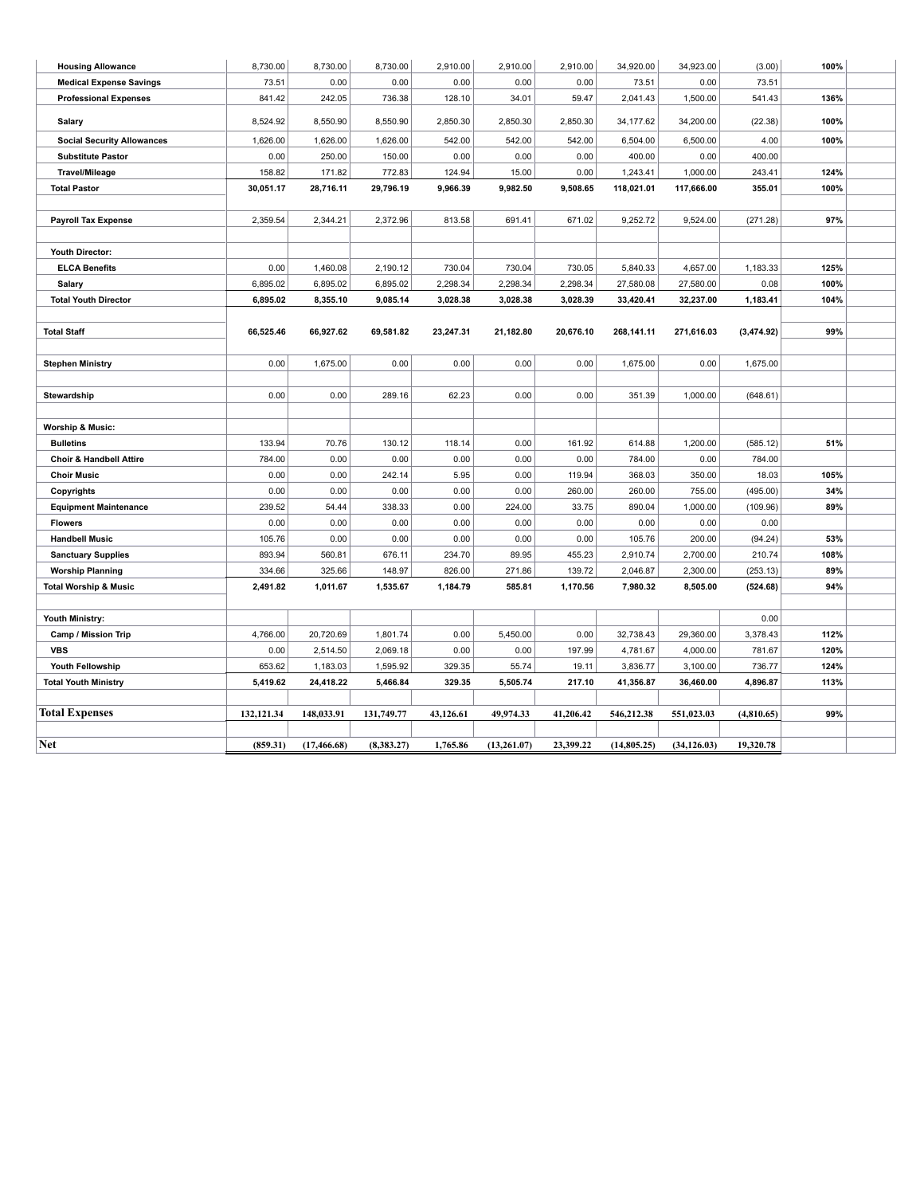| | | | | | | | | | | | |
|---|---|---|---|---|---|---|---|---|---|---|---|
| **Housing Allowance** | 8,730.00 | 8,730.00 | 8,730.00 | 2,910.00 | 2,910.00 | 2,910.00 | 34,920.00 | 34,923.00 | (3.00) | **100%** | |
| **Medical Expense Savings** | 73.51 | 0.00 | 0.00 | 0.00 | 0.00 | 0.00 | 73.51 | 0.00 | 73.51 | | |
| **Professional Expenses** | 841.42 | 242.05 | 736.38 | 128.10 | 34.01 | 59.47 | 2,041.43 | 1,500.00 | 541.43 | **136%** | |
| **Salary** | 8,524.92 | 8,550.90 | 8,550.90 | 2,850.30 | 2,850.30 | 2,850.30 | 34,177.62 | 34,200.00 | (22.38) | **100%** | |
| **Social Security Allowances** | 1,626.00 | 1,626.00 | 1,626.00 | 542.00 | 542.00 | 542.00 | 6,504.00 | 6,500.00 | 4.00 | **100%** | |
| **Substitute Pastor** | 0.00 | 250.00 | 150.00 | 0.00 | 0.00 | 0.00 | 400.00 | 0.00 | 400.00 | | |
| **Travel/Mileage** | 158.82 | 171.82 | 772.83 | 124.94 | 15.00 | 0.00 | 1,243.41 | 1,000.00 | 243.41 | **124%** | |
| **Total Pastor** | **30,051.17** | **28,716.11** | **29,796.19** | **9,966.39** | **9,982.50** | **9,508.65** | **118,021.01** | **117,666.00** | **355.01** | **100%** | |
| | | | | | | | | | | | |
| **Payroll Tax Expense** | 2,359.54 | 2,344.21 | 2,372.96 | 813.58 | 691.41 | 671.02 | 9,252.72 | 9,524.00 | (271.28) | **97%** | |
| | | | | | | | | | | | |
| **Youth Director:** | | | | | | | | | | | |
| **ELCA Benefits** | 0.00 | 1,460.08 | 2,190.12 | 730.04 | 730.04 | 730.05 | 5,840.33 | 4,657.00 | 1,183.33 | **125%** | |
| **Salary** | 6,895.02 | 6,895.02 | 6,895.02 | 2,298.34 | 2,298.34 | 2,298.34 | 27,580.08 | 27,580.00 | 0.08 | **100%** | |
| **Total Youth Director** | **6,895.02** | **8,355.10** | **9,085.14** | **3,028.38** | **3,028.38** | **3,028.39** | **33,420.41** | **32,237.00** | **1,183.41** | **104%** | |
| | | | | | | | | | | | |
| **Total Staff** | **66,525.46** | **66,927.62** | **69,581.82** | **23,247.31** | **21,182.80** | **20,676.10** | **268,141.11** | **271,616.03** | **(3,474.92)** | **99%** | |
| | | | | | | | | | | | |
| **Stephen Ministry** | 0.00 | 1,675.00 | 0.00 | 0.00 | 0.00 | 0.00 | 1,675.00 | 0.00 | 1,675.00 | | |
| | | | | | | | | | | | |
| **Stewardship** | 0.00 | 0.00 | 289.16 | 62.23 | 0.00 | 0.00 | 351.39 | 1,000.00 | (648.61) | | |
| | | | | | | | | | | | |
| **Worship & Music:** | | | | | | | | | | | |
| **Bulletins** | 133.94 | 70.76 | 130.12 | 118.14 | 0.00 | 161.92 | 614.88 | 1,200.00 | (585.12) | **51%** | |
| **Choir & Handbell Attire** | 784.00 | 0.00 | 0.00 | 0.00 | 0.00 | 0.00 | 784.00 | 0.00 | 784.00 | | |
| **Choir Music** | 0.00 | 0.00 | 242.14 | 5.95 | 0.00 | 119.94 | 368.03 | 350.00 | 18.03 | **105%** | |
| **Copyrights** | 0.00 | 0.00 | 0.00 | 0.00 | 0.00 | 260.00 | 260.00 | 755.00 | (495.00) | **34%** | |
| **Equipment Maintenance** | 239.52 | 54.44 | 338.33 | 0.00 | 224.00 | 33.75 | 890.04 | 1,000.00 | (109.96) | **89%** | |
| **Flowers** | 0.00 | 0.00 | 0.00 | 0.00 | 0.00 | 0.00 | 0.00 | 0.00 | 0.00 | | |
| **Handbell Music** | 105.76 | 0.00 | 0.00 | 0.00 | 0.00 | 0.00 | 105.76 | 200.00 | (94.24) | **53%** | |
| **Sanctuary Supplies** | 893.94 | 560.81 | 676.11 | 234.70 | 89.95 | 455.23 | 2,910.74 | 2,700.00 | 210.74 | **108%** | |
| **Worship Planning** | 334.66 | 325.66 | 148.97 | 826.00 | 271.86 | 139.72 | 2,046.87 | 2,300.00 | (253.13) | **89%** | |
| **Total Worship & Music** | **2,491.82** | **1,011.67** | **1,535.67** | **1,184.79** | **585.81** | **1,170.56** | **7,980.32** | **8,505.00** | **(524.68)** | **94%** | |
| | | | | | | | | | | | |
| **Youth Ministry:** | | | | | | | | | 0.00 | | |
| **Camp / Mission Trip** | 4,766.00 | 20,720.69 | 1,801.74 | 0.00 | 5,450.00 | 0.00 | 32,738.43 | 29,360.00 | 3,378.43 | **112%** | |
| **VBS** | 0.00 | 2,514.50 | 2,069.18 | 0.00 | 0.00 | 197.99 | 4,781.67 | 4,000.00 | 781.67 | **120%** | |
| **Youth Fellowship** | 653.62 | 1,183.03 | 1,595.92 | 329.35 | 55.74 | 19.11 | 3,836.77 | 3,100.00 | 736.77 | **124%** | |
| **Total Youth Ministry** | **5,419.62** | **24,418.22** | **5,466.84** | **329.35** | **5,505.74** | **217.10** | **41,356.87** | **36,460.00** | **4,896.87** | **113%** | |
| | | | | | | | | | | | |
| **Total Expenses** | **132,121.34** | **148,033.91** | **131,749.77** | **43,126.61** | **49,974.33** | **41,206.42** | **546,212.38** | **551,023.03** | **(4,810.65)** | **99%** | |
| | | | | | | | | | | | |
| **Net** | **(859.31)** | **(17,466.68)** | **(8,383.27)** | **1,765.86** | **(13,261.07)** | **23,399.22** | **(14,805.25)** | **(34,126.03)** | **19,320.78** | | |